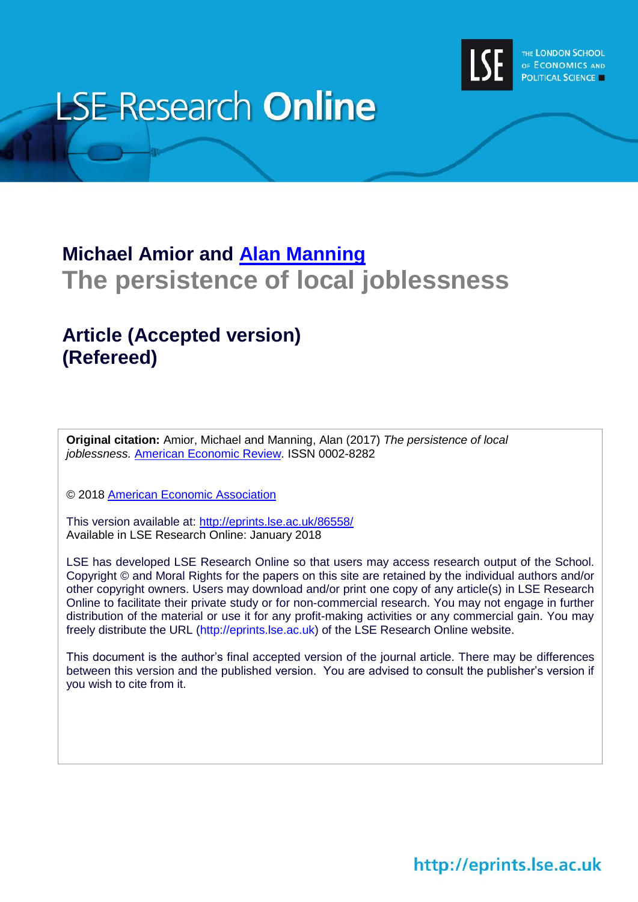LSE Research **Online**

THE LONDON SCHOOL OF ECONOMICS AND POLITICAL SCIENCE

**Michael Amior and Alan Manning**

## The persistence of local joblessness

### Article (Accepted version) (Refereed)

**Original citation:** Amior, Michael and Manning, Alan (2017) *The persistence of local joblessness.* American Economic Review. ISSN 0002-8282

© 2018 American Economic Association

This version available at: http://eprints.lse.ac.uk/86558/
Available in LSE Research Online: January 2018

LSE has developed LSE Research Online so that users may access research output of the School. Copyright © and Moral Rights for the papers on this site are retained by the individual authors and/or other copyright owners. Users may download and/or print one copy of any article(s) in LSE Research Online to facilitate their private study or for non-commercial research. You may not engage in further distribution of the material or use it for any profit-making activities or any commercial gain. You may freely distribute the URL (http://eprints.lse.ac.uk) of the LSE Research Online website.

This document is the author's final accepted version of the journal article. There may be differences between this version and the published version. You are advised to consult the publisher's version if you wish to cite from it.

http://eprints.lse.ac.uk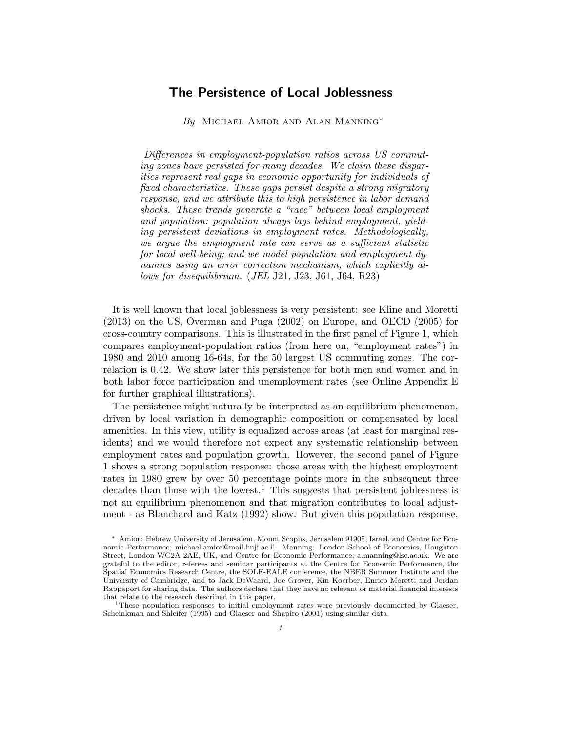# The Persistence of Local Joblessness

*By* Michael Amior and Alan Manning*

*Differences in employment-population ratios across US commuting zones have persisted for many decades. We claim these disparities represent real gaps in economic opportunity for individuals of fixed characteristics. These gaps persist despite a strong migratory response, and we attribute this to high persistence in labor demand shocks. These trends generate a "race" between local employment and population: population always lags behind employment, yielding persistent deviations in employment rates. Methodologically, we argue the employment rate can serve as a sufficient statistic for local well-being; and we model population and employment dynamics using an error correction mechanism, which explicitly allows for disequilibrium.* (*JEL* J21, J23, J61, J64, R23)

It is well known that local joblessness is very persistent: see Kline and Moretti (2013) on the US, Overman and Puga (2002) on Europe, and OECD (2005) for cross-country comparisons. This is illustrated in the first panel of Figure 1, which compares employment-population ratios (from here on, "employment rates") in 1980 and 2010 among 16-64s, for the 50 largest US commuting zones. The correlation is 0.42. We show later this persistence for both men and women and in both labor force participation and unemployment rates (see Online Appendix E for further graphical illustrations).

The persistence might naturally be interpreted as an equilibrium phenomenon, driven by local variation in demographic composition or compensated by local amenities. In this view, utility is equalized across areas (at least for marginal residents) and we would therefore not expect any systematic relationship between employment rates and population growth. However, the second panel of Figure 1 shows a strong population response: those areas with the highest employment rates in 1980 grew by over 50 percentage points more in the subsequent three decades than those with the lowest.[1] This suggests that persistent joblessness is not an equilibrium phenomenon and that migration contributes to local adjustment - as Blanchard and Katz (1992) show. But given this population response,

\* Amior: Hebrew University of Jerusalem, Mount Scopus, Jerusalem 91905, Israel, and Centre for Economic Performance; michael.amior@mail.huji.ac.il. Manning: London School of Economics, Houghton Street, London WC2A 2AE, UK, and Centre for Economic Performance; a.manning@lse.ac.uk. We are grateful to the editor, referees and seminar participants at the Centre for Economic Performance, the Spatial Economics Research Centre, the SOLE-EALE conference, the NBER Summer Institute and the University of Cambridge, and to Jack DeWaard, Joe Grover, Kin Koerber, Enrico Moretti and Jordan Rappaport for sharing data. The authors declare that they have no relevant or material financial interests that relate to the research described in this paper.

[1] These population responses to initial employment rates were previously documented by Glaeser, Scheinkman and Shleifer (1995) and Glaeser and Shapiro (2001) using similar data.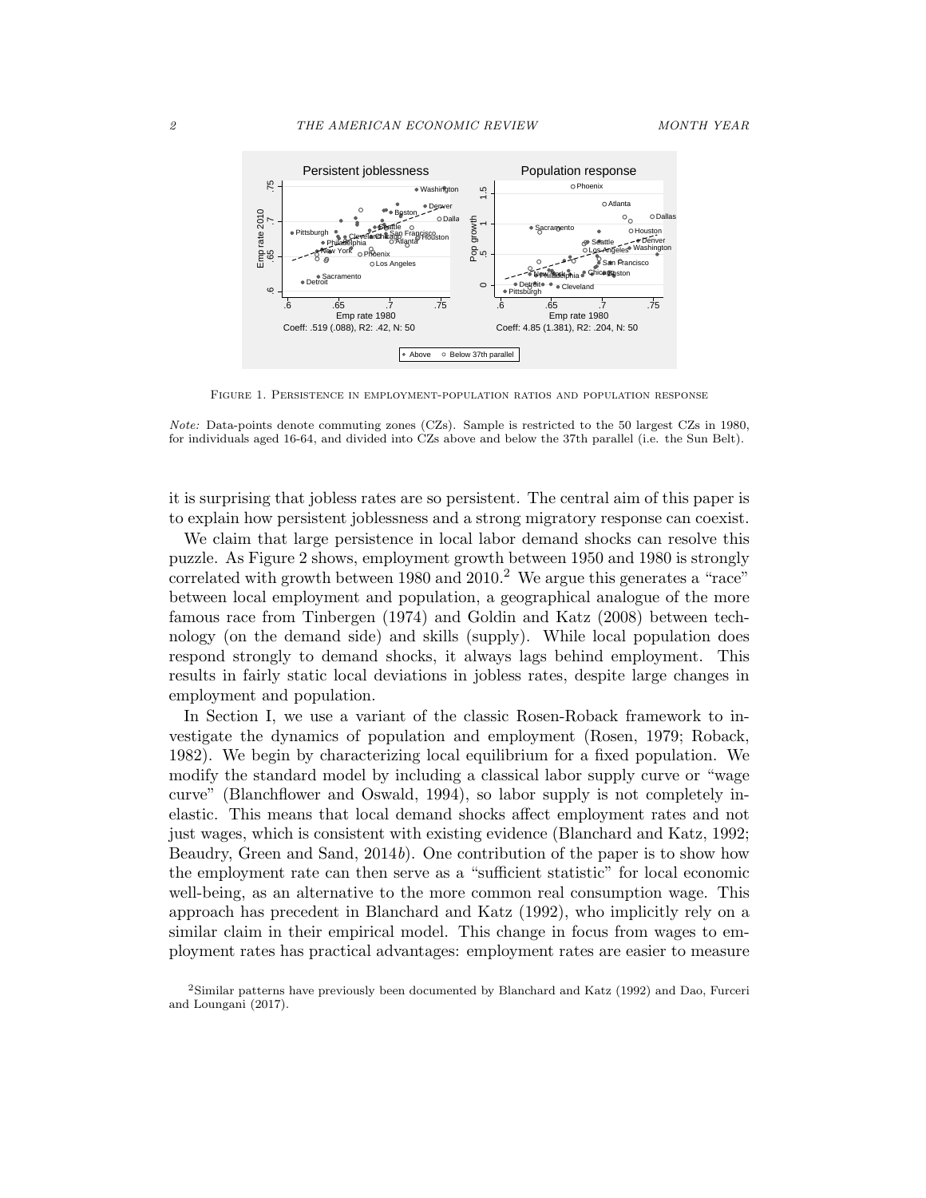Figure 1. Persistence in employment-population ratios and population response

*Note:* Data-points denote commuting zones (CZs). Sample is restricted to the 50 largest CZs in 1980, for individuals aged 16-64, and divided into CZs above and below the 37th parallel (i.e. the Sun Belt).

it is surprising that jobless rates are so persistent. The central aim of this paper is to explain how persistent joblessness and a strong migratory response can coexist.

We claim that large persistence in local labor demand shocks can resolve this puzzle. As Figure 2 shows, employment growth between 1950 and 1980 is strongly correlated with growth between 1980 and 2010.[2] We argue this generates a "race" between local employment and population, a geographical analogue of the more famous race from Tinbergen (1974) and Goldin and Katz (2008) between technology (on the demand side) and skills (supply). While local population does respond strongly to demand shocks, it always lags behind employment. This results in fairly static local deviations in jobless rates, despite large changes in employment and population.

In Section I, we use a variant of the classic Rosen-Roback framework to investigate the dynamics of population and employment (Rosen, 1979; Roback, 1982). We begin by characterizing local equilibrium for a fixed population. We modify the standard model by including a classical labor supply curve or "wage curve" (Blanchflower and Oswald, 1994), so labor supply is not completely inelastic. This means that local demand shocks affect employment rates and not just wages, which is consistent with existing evidence (Blanchard and Katz, 1992; Beaudry, Green and Sand, 2014*b*). One contribution of the paper is to show how the employment rate can then serve as a "sufficient statistic" for local economic well-being, as an alternative to the more common real consumption wage. This approach has precedent in Blanchard and Katz (1992), who implicitly rely on a similar claim in their empirical model. This change in focus from wages to employment rates has practical advantages: employment rates are easier to measure

[2] Similar patterns have previously been documented by Blanchard and Katz (1992) and Dao, Furceri and Loungani (2017).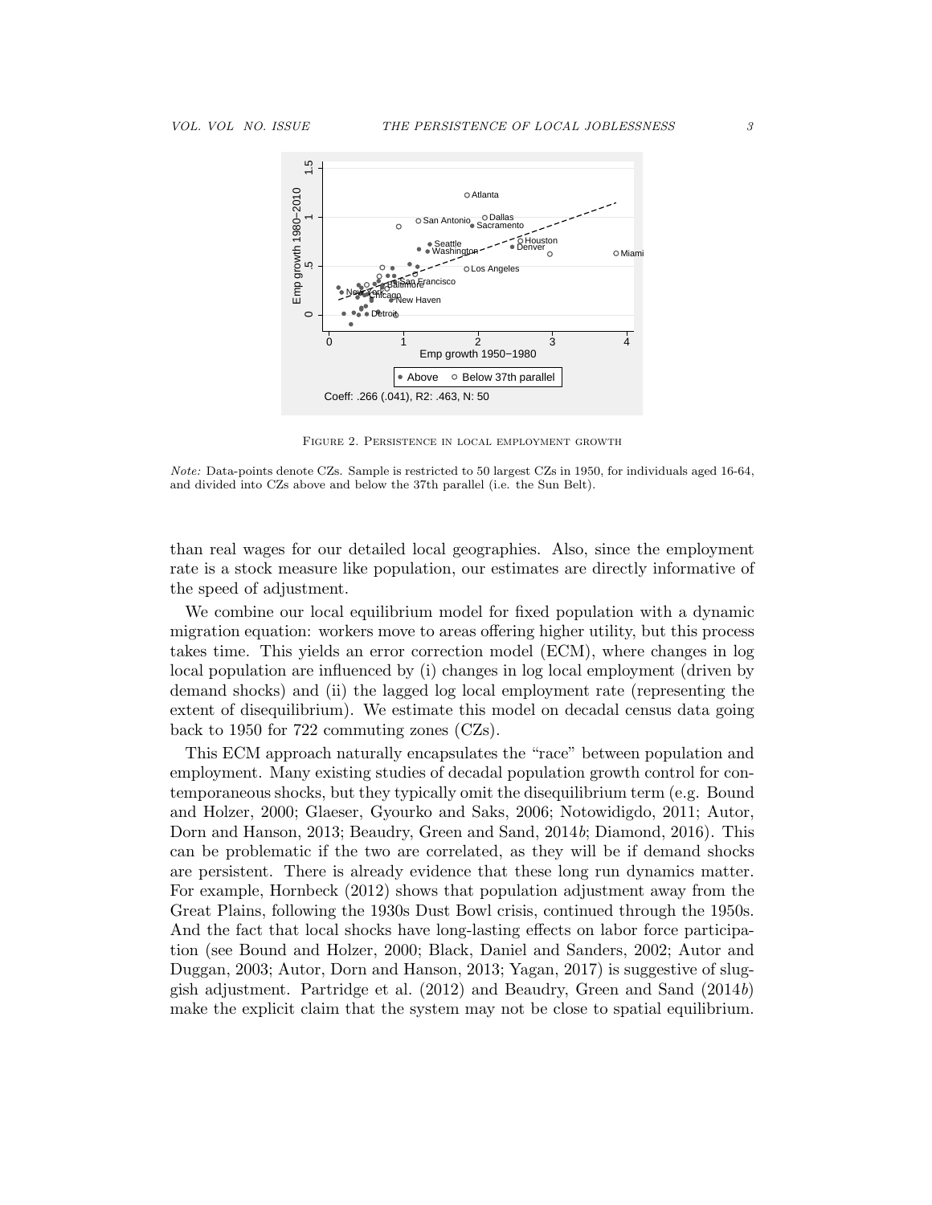Figure 2. Persistence in local employment growth

*Note:* Data-points denote CZs. Sample is restricted to 50 largest CZs in 1950, for individuals aged 16-64, and divided into CZs above and below the 37th parallel (i.e. the Sun Belt).

than real wages for our detailed local geographies. Also, since the employment rate is a stock measure like population, our estimates are directly informative of the speed of adjustment.

We combine our local equilibrium model for fixed population with a dynamic migration equation: workers move to areas offering higher utility, but this process takes time. This yields an error correction model (ECM), where changes in log local population are influenced by (i) changes in log local employment (driven by demand shocks) and (ii) the lagged log local employment rate (representing the extent of disequilibrium). We estimate this model on decadal census data going back to 1950 for 722 commuting zones (CZs).

This ECM approach naturally encapsulates the "race" between population and employment. Many existing studies of decadal population growth control for contemporaneous shocks, but they typically omit the disequilibrium term (e.g. Bound and Holzer, 2000; Glaeser, Gyourko and Saks, 2006; Notowidigdo, 2011; Autor, Dorn and Hanson, 2013; Beaudry, Green and Sand, 2014*b*; Diamond, 2016). This can be problematic if the two are correlated, as they will be if demand shocks are persistent. There is already evidence that these long run dynamics matter. For example, Hornbeck (2012) shows that population adjustment away from the Great Plains, following the 1930s Dust Bowl crisis, continued through the 1950s. And the fact that local shocks have long-lasting effects on labor force participation (see Bound and Holzer, 2000; Black, Daniel and Sanders, 2002; Autor and Duggan, 2003; Autor, Dorn and Hanson, 2013; Yagan, 2017) is suggestive of sluggish adjustment. Partridge et al. (2012) and Beaudry, Green and Sand (2014*b*) make the explicit claim that the system may not be close to spatial equilibrium.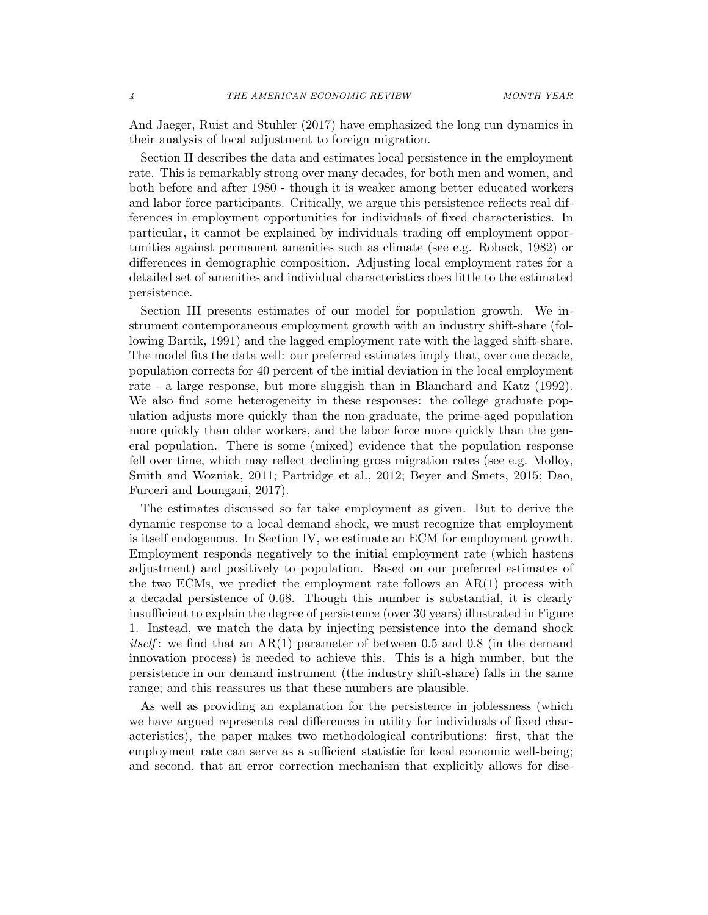And Jaeger, Ruist and Stuhler (2017) have emphasized the long run dynamics in their analysis of local adjustment to foreign migration.

Section II describes the data and estimates local persistence in the employment rate. This is remarkably strong over many decades, for both men and women, and both before and after 1980 - though it is weaker among better educated workers and labor force participants. Critically, we argue this persistence reflects real differences in employment opportunities for individuals of fixed characteristics. In particular, it cannot be explained by individuals trading off employment opportunities against permanent amenities such as climate (see e.g. Roback, 1982) or differences in demographic composition. Adjusting local employment rates for a detailed set of amenities and individual characteristics does little to the estimated persistence.

Section III presents estimates of our model for population growth. We instrument contemporaneous employment growth with an industry shift-share (following Bartik, 1991) and the lagged employment rate with the lagged shift-share. The model fits the data well: our preferred estimates imply that, over one decade, population corrects for 40 percent of the initial deviation in the local employment rate - a large response, but more sluggish than in Blanchard and Katz (1992). We also find some heterogeneity in these responses: the college graduate population adjusts more quickly than the non-graduate, the prime-aged population more quickly than older workers, and the labor force more quickly than the general population. There is some (mixed) evidence that the population response fell over time, which may reflect declining gross migration rates (see e.g. Molloy, Smith and Wozniak, 2011; Partridge et al., 2012; Beyer and Smets, 2015; Dao, Furceri and Loungani, 2017).

The estimates discussed so far take employment as given. But to derive the dynamic response to a local demand shock, we must recognize that employment is itself endogenous. In Section IV, we estimate an ECM for employment growth. Employment responds negatively to the initial employment rate (which hastens adjustment) and positively to population. Based on our preferred estimates of the two ECMs, we predict the employment rate follows an AR(1) process with a decadal persistence of 0.68. Though this number is substantial, it is clearly insufficient to explain the degree of persistence (over 30 years) illustrated in Figure 1. Instead, we match the data by injecting persistence into the demand shock *itself*: we find that an AR(1) parameter of between 0.5 and 0.8 (in the demand innovation process) is needed to achieve this. This is a high number, but the persistence in our demand instrument (the industry shift-share) falls in the same range; and this reassures us that these numbers are plausible.

As well as providing an explanation for the persistence in joblessness (which we have argued represents real differences in utility for individuals of fixed characteristics), the paper makes two methodological contributions: first, that the employment rate can serve as a sufficient statistic for local economic well-being; and second, that an error correction mechanism that explicitly allows for dise-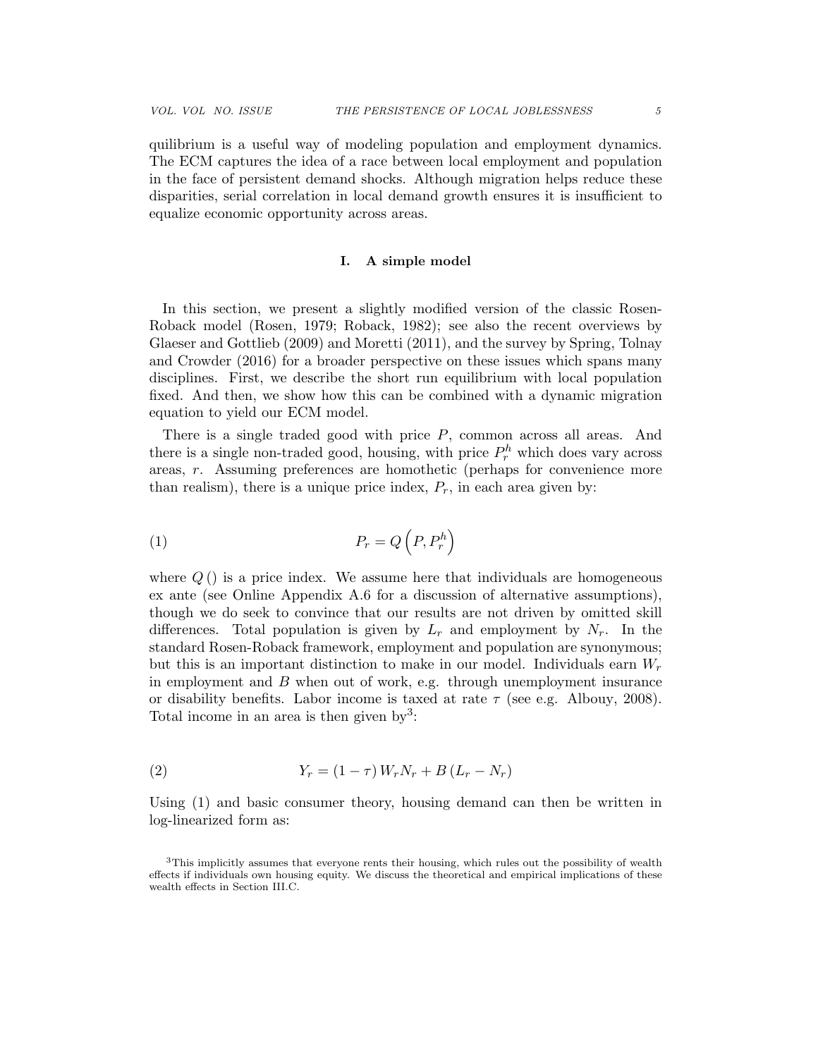quilibrium is a useful way of modeling population and employment dynamics. The ECM captures the idea of a race between local employment and population in the face of persistent demand shocks. Although migration helps reduce these disparities, serial correlation in local demand growth ensures it is insufficient to equalize economic opportunity across areas.

## I. A simple model

In this section, we present a slightly modified version of the classic Rosen-Roback model (Rosen, 1979; Roback, 1982); see also the recent overviews by Glaeser and Gottlieb (2009) and Moretti (2011), and the survey by Spring, Tolnay and Crowder (2016) for a broader perspective on these issues which spans many disciplines. First, we describe the short run equilibrium with local population fixed. And then, we show how this can be combined with a dynamic migration equation to yield our ECM model.

There is a single traded good with price $P$, common across all areas. And there is a single non-traded good, housing, with price $P_r^h$ which does vary across areas, $r$. Assuming preferences are homothetic (perhaps for convenience more than realism), there is a unique price index, $P_r$, in each area given by:

$$P_r = Q\left(P, P_r^h\right) \tag{1}$$

where $Q\left(\right)$ is a price index. We assume here that individuals are homogeneous ex ante (see Online Appendix A.6 for a discussion of alternative assumptions), though we do seek to convince that our results are not driven by omitted skill differences. Total population is given by $L_r$ and employment by $N_r$. In the standard Rosen-Roback framework, employment and population are synonymous; but this is an important distinction to make in our model. Individuals earn $W_r$ in employment and $B$ when out of work, e.g. through unemployment insurance or disability benefits. Labor income is taxed at rate $\tau$ (see e.g. Albouy, 2008). Total income in an area is then given by[3]:

$$Y_r = (1-\tau) W_r N_r + B\left(L_r - N_r\right) \tag{2}$$

Using (1) and basic consumer theory, housing demand can then be written in log-linearized form as:

[3]This implicitly assumes that everyone rents their housing, which rules out the possibility of wealth effects if individuals own housing equity. We discuss the theoretical and empirical implications of these wealth effects in Section III.C.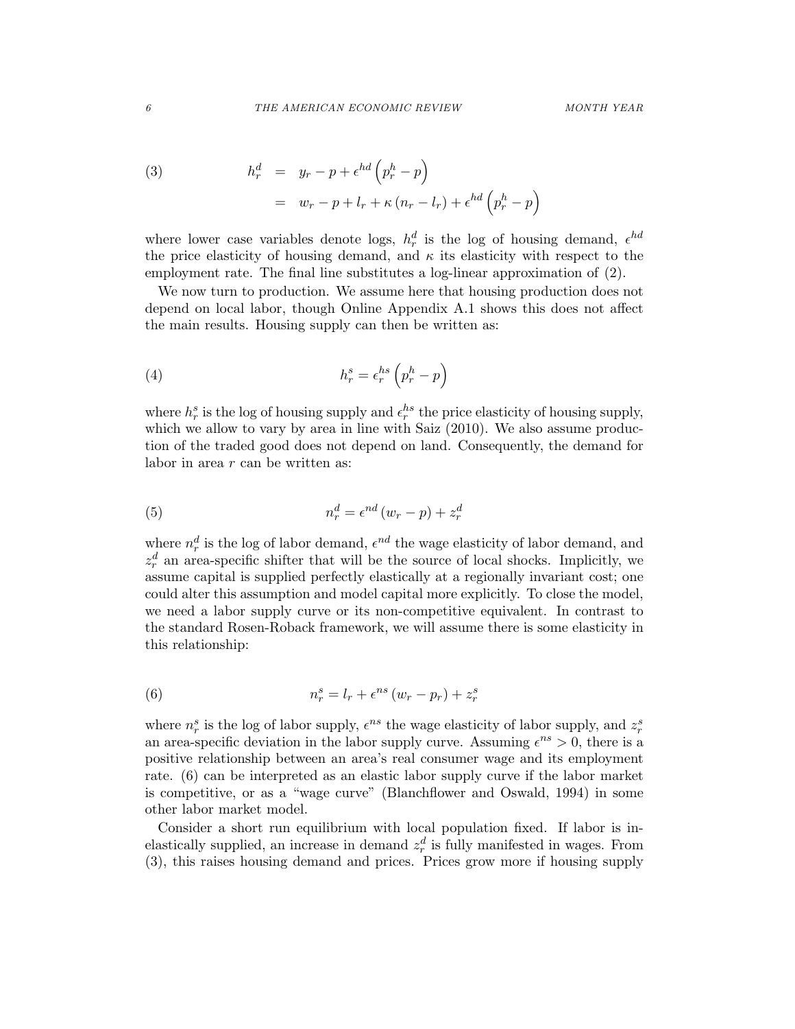$$
\begin{aligned}
(3) \qquad h_r^d &= y_r - p + \epsilon^{hd}\left(p_r^h - p\right) \\
&= w_r - p + l_r + \kappa\left(n_r - l_r\right) + \epsilon^{hd}\left(p_r^h - p\right)
\end{aligned}
$$

where lower case variables denote logs, $h_r^d$ is the log of housing demand, $\epsilon^{hd}$ the price elasticity of housing demand, and $\kappa$ its elasticity with respect to the employment rate. The final line substitutes a log-linear approximation of (2).

We now turn to production. We assume here that housing production does not depend on local labor, though Online Appendix A.1 shows this does not affect the main results. Housing supply can then be written as:

$$
(4) \qquad h_r^s = \epsilon_r^{hs}\left(p_r^h - p\right)
$$

where $h_r^s$ is the log of housing supply and $\epsilon_r^{hs}$ the price elasticity of housing supply, which we allow to vary by area in line with Saiz (2010). We also assume production of the traded good does not depend on land. Consequently, the demand for labor in area $r$ can be written as:

$$
(5) \qquad n_r^d = \epsilon^{nd}\left(w_r - p\right) + z_r^d
$$

where $n_r^d$ is the log of labor demand, $\epsilon^{nd}$ the wage elasticity of labor demand, and $z_r^d$ an area-specific shifter that will be the source of local shocks. Implicitly, we assume capital is supplied perfectly elastically at a regionally invariant cost; one could alter this assumption and model capital more explicitly. To close the model, we need a labor supply curve or its non-competitive equivalent. In contrast to the standard Rosen-Roback framework, we will assume there is some elasticity in this relationship:

$$
(6) \qquad n_r^s = l_r + \epsilon^{ns}\left(w_r - p_r\right) + z_r^s
$$

where $n_r^s$ is the log of labor supply, $\epsilon^{ns}$ the wage elasticity of labor supply, and $z_r^s$ an area-specific deviation in the labor supply curve. Assuming $\epsilon^{ns} > 0$, there is a positive relationship between an area's real consumer wage and its employment rate. (6) can be interpreted as an elastic labor supply curve if the labor market is competitive, or as a "wage curve" (Blanchflower and Oswald, 1994) in some other labor market model.

Consider a short run equilibrium with local population fixed. If labor is inelastically supplied, an increase in demand $z_r^d$ is fully manifested in wages. From (3), this raises housing demand and prices. Prices grow more if housing supply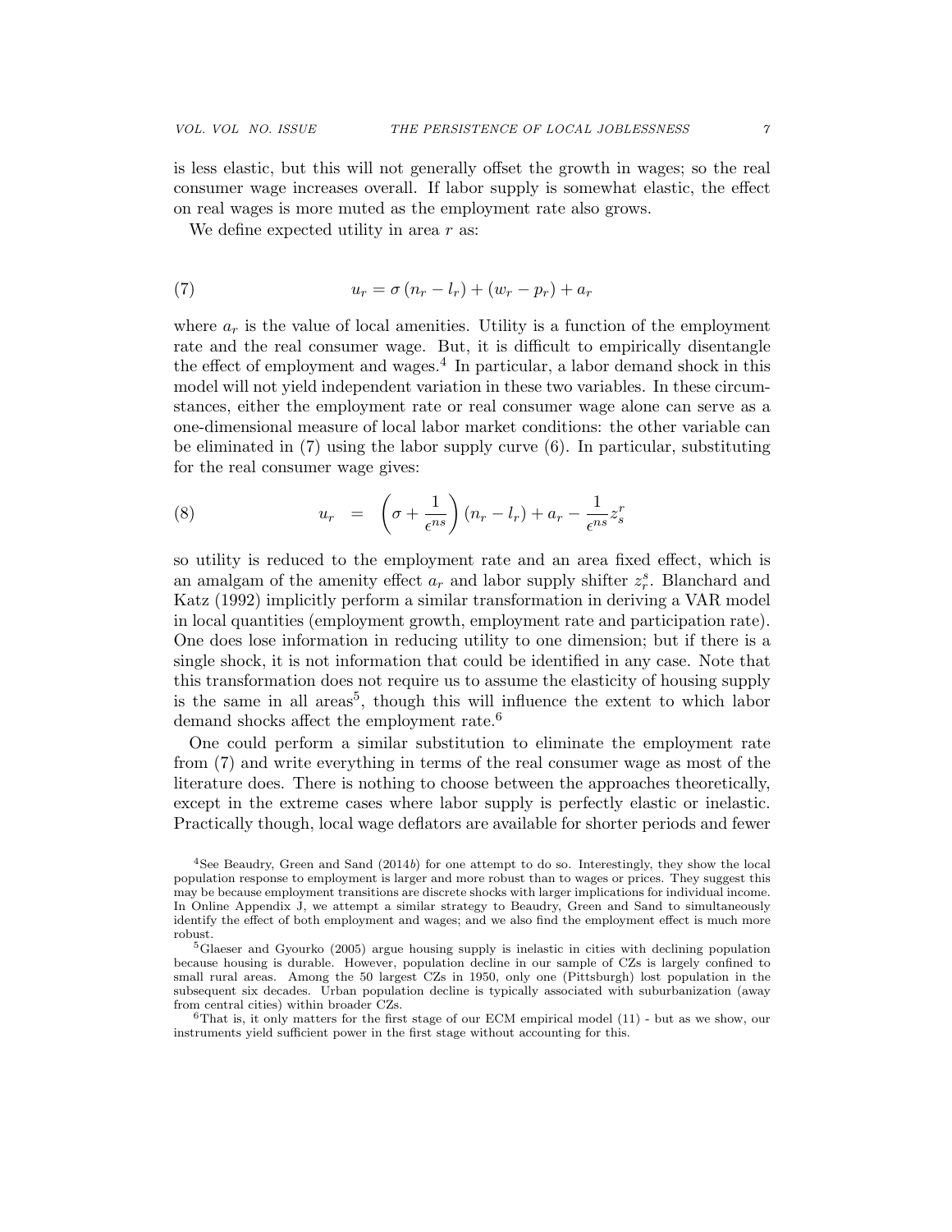is less elastic, but this will not generally offset the growth in wages; so the real consumer wage increases overall. If labor supply is somewhat elastic, the effect on real wages is more muted as the employment rate also grows.

We define expected utility in area $r$ as:

$$u_r = \sigma \left(n_r - l_r\right) + \left(w_r - p_r\right) + a_r \tag{7}$$

where $a_r$ is the value of local amenities. Utility is a function of the employment rate and the real consumer wage. But, it is difficult to empirically disentangle the effect of employment and wages.[4] In particular, a labor demand shock in this model will not yield independent variation in these two variables. In these circumstances, either the employment rate or real consumer wage alone can serve as a one-dimensional measure of local labor market conditions: the other variable can be eliminated in (7) using the labor supply curve (6). In particular, substituting for the real consumer wage gives:

$$u_r = \left(\sigma + \frac{1}{\epsilon^{ns}}\right)\left(n_r - l_r\right) + a_r - \frac{1}{\epsilon^{ns}} z_s^r \tag{8}$$

so utility is reduced to the employment rate and an area fixed effect, which is an amalgam of the amenity effect $a_r$ and labor supply shifter $z_r^s$. Blanchard and Katz (1992) implicitly perform a similar transformation in deriving a VAR model in local quantities (employment growth, employment rate and participation rate). One does lose information in reducing utility to one dimension; but if there is a single shock, it is not information that could be identified in any case. Note that this transformation does not require us to assume the elasticity of housing supply is the same in all areas[5], though this will influence the extent to which labor demand shocks affect the employment rate.[6]

One could perform a similar substitution to eliminate the employment rate from (7) and write everything in terms of the real consumer wage as most of the literature does. There is nothing to choose between the approaches theoretically, except in the extreme cases where labor supply is perfectly elastic or inelastic. Practically though, local wage deflators are available for shorter periods and fewer

[4]See Beaudry, Green and Sand (2014*b*) for one attempt to do so. Interestingly, they show the local population response to employment is larger and more robust than to wages or prices. They suggest this may be because employment transitions are discrete shocks with larger implications for individual income. In Online Appendix J, we attempt a similar strategy to Beaudry, Green and Sand to simultaneously identify the effect of both employment and wages; and we also find the employment effect is much more robust.

[5]Glaeser and Gyourko (2005) argue housing supply is inelastic in cities with declining population because housing is durable. However, population decline in our sample of CZs is largely confined to small rural areas. Among the 50 largest CZs in 1950, only one (Pittsburgh) lost population in the subsequent six decades. Urban population decline is typically associated with suburbanization (away from central cities) within broader CZs.

[6]That is, it only matters for the first stage of our ECM empirical model (11) - but as we show, our instruments yield sufficient power in the first stage without accounting for this.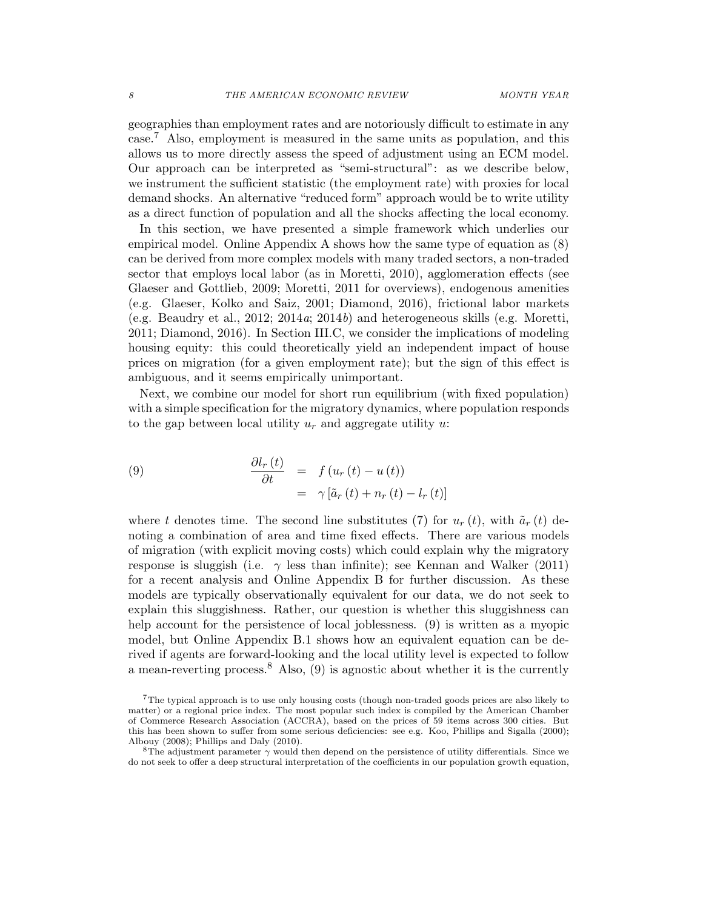geographies than employment rates and are notoriously difficult to estimate in any case.[7] Also, employment is measured in the same units as population, and this allows us to more directly assess the speed of adjustment using an ECM model. Our approach can be interpreted as "semi-structural": as we describe below, we instrument the sufficient statistic (the employment rate) with proxies for local demand shocks. An alternative "reduced form" approach would be to write utility as a direct function of population and all the shocks affecting the local economy.

In this section, we have presented a simple framework which underlies our empirical model. Online Appendix A shows how the same type of equation as (8) can be derived from more complex models with many traded sectors, a non-traded sector that employs local labor (as in Moretti, 2010), agglomeration effects (see Glaeser and Gottlieb, 2009; Moretti, 2011 for overviews), endogenous amenities (e.g. Glaeser, Kolko and Saiz, 2001; Diamond, 2016), frictional labor markets (e.g. Beaudry et al., 2012; 2014*a*; 2014*b*) and heterogeneous skills (e.g. Moretti, 2011; Diamond, 2016). In Section III.C, we consider the implications of modeling housing equity: this could theoretically yield an independent impact of house prices on migration (for a given employment rate); but the sign of this effect is ambiguous, and it seems empirically unimportant.

Next, we combine our model for short run equilibrium (with fixed population) with a simple specification for the migratory dynamics, where population responds to the gap between local utility $u_r$ and aggregate utility $u$:

$$
\begin{aligned}
\frac{\partial l_r(t)}{\partial t} &= f\left(u_r(t) - u(t)\right) \\
&= \gamma\left[\tilde{a}_r(t) + n_r(t) - l_r(t)\right]
\end{aligned}
\tag{9}
$$

where $t$ denotes time. The second line substitutes (7) for $u_r(t)$, with $\tilde{a}_r(t)$ denoting a combination of area and time fixed effects. There are various models of migration (with explicit moving costs) which could explain why the migratory response is sluggish (i.e. $\gamma$ less than infinite); see Kennan and Walker (2011) for a recent analysis and Online Appendix B for further discussion. As these models are typically observationally equivalent for our data, we do not seek to explain this sluggishness. Rather, our question is whether this sluggishness can help account for the persistence of local joblessness. (9) is written as a myopic model, but Online Appendix B.1 shows how an equivalent equation can be derived if agents are forward-looking and the local utility level is expected to follow a mean-reverting process.[8] Also, (9) is agnostic about whether it is the currently

[7] The typical approach is to use only housing costs (though non-traded goods prices are also likely to matter) or a regional price index. The most popular such index is compiled by the American Chamber of Commerce Research Association (ACCRA), based on the prices of 59 items across 300 cities. But this has been shown to suffer from some serious deficiencies: see e.g. Koo, Phillips and Sigalla (2000); Albouy (2008); Phillips and Daly (2010).

[8] The adjustment parameter $\gamma$ would then depend on the persistence of utility differentials. Since we do not seek to offer a deep structural interpretation of the coefficients in our population growth equation,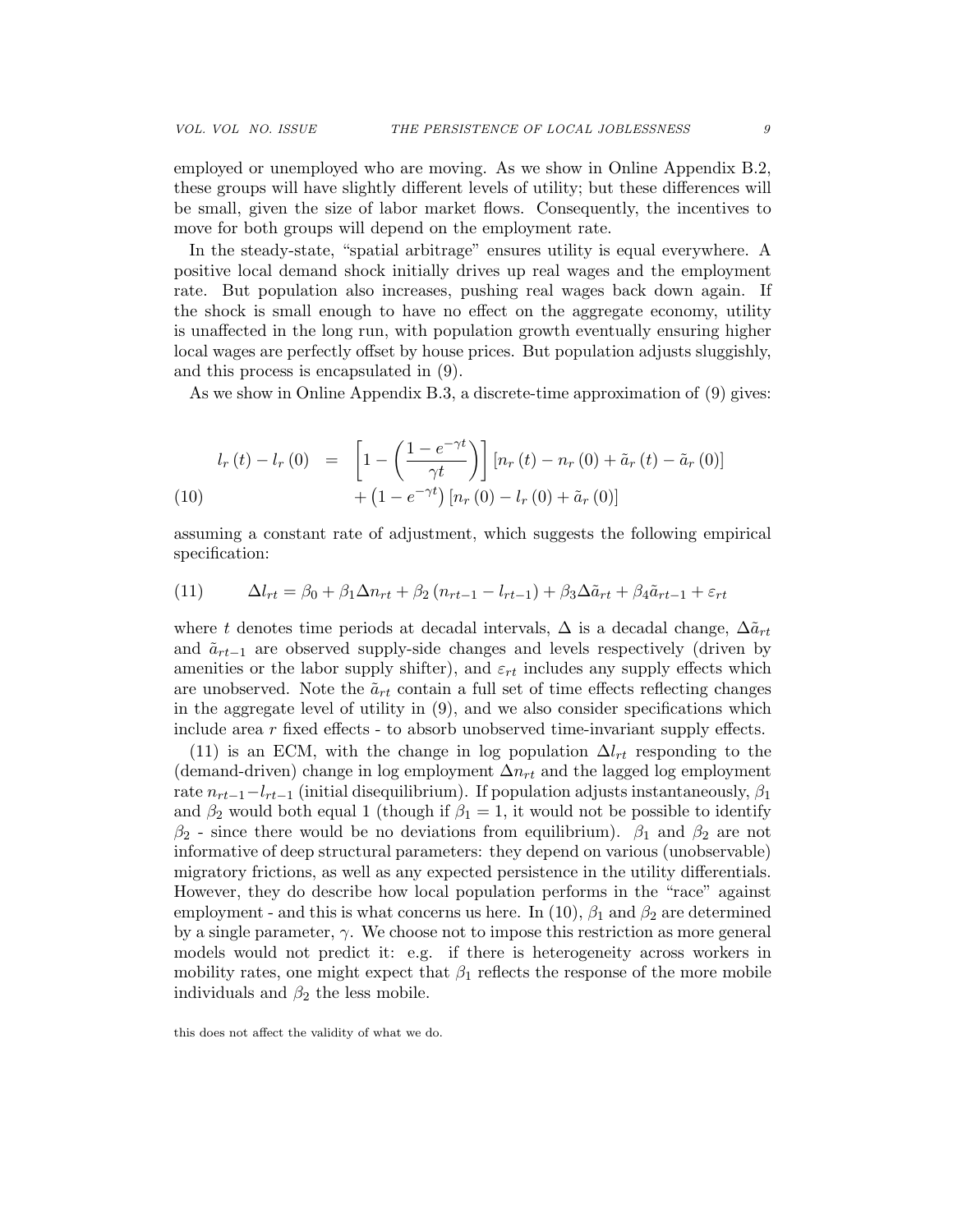employed or unemployed who are moving. As we show in Online Appendix B.2, these groups will have slightly different levels of utility; but these differences will be small, given the size of labor market flows. Consequently, the incentives to move for both groups will depend on the employment rate.

In the steady-state, "spatial arbitrage" ensures utility is equal everywhere. A positive local demand shock initially drives up real wages and the employment rate. But population also increases, pushing real wages back down again. If the shock is small enough to have no effect on the aggregate economy, utility is unaffected in the long run, with population growth eventually ensuring higher local wages are perfectly offset by house prices. But population adjusts sluggishly, and this process is encapsulated in (9).

As we show in Online Appendix B.3, a discrete-time approximation of (9) gives:

$$
\begin{aligned}
l_r(t) - l_r(0) &= \left[1 - \left(\frac{1 - e^{-\gamma t}}{\gamma t}\right)\right]\left[n_r(t) - n_r(0) + \tilde{a}_r(t) - \tilde{a}_r(0)\right] \\
&\quad + \left(1 - e^{-\gamma t}\right)\left[n_r(0) - l_r(0) + \tilde{a}_r(0)\right] \qquad (10)
\end{aligned}
$$

assuming a constant rate of adjustment, which suggests the following empirical specification:

$$
\Delta l_{rt} = \beta_0 + \beta_1 \Delta n_{rt} + \beta_2 \left(n_{rt-1} - l_{rt-1}\right) + \beta_3 \Delta \tilde{a}_{rt} + \beta_4 \tilde{a}_{rt-1} + \varepsilon_{rt} \qquad (11)
$$

where $t$ denotes time periods at decadal intervals, $\Delta$ is a decadal change, $\Delta\tilde{a}_{rt}$ and $\tilde{a}_{rt-1}$ are observed supply-side changes and levels respectively (driven by amenities or the labor supply shifter), and $\varepsilon_{rt}$ includes any supply effects which are unobserved. Note the $\tilde{a}_{rt}$ contain a full set of time effects reflecting changes in the aggregate level of utility in (9), and we also consider specifications which include area $r$ fixed effects - to absorb unobserved time-invariant supply effects.

(11) is an ECM, with the change in log population $\Delta l_{rt}$ responding to the (demand-driven) change in log employment $\Delta n_{rt}$ and the lagged log employment rate $n_{rt-1} - l_{rt-1}$ (initial disequilibrium). If population adjusts instantaneously, $\beta_1$ and $\beta_2$ would both equal 1 (though if $\beta_1 = 1$, it would not be possible to identify $\beta_2$ - since there would be no deviations from equilibrium). $\beta_1$ and $\beta_2$ are not informative of deep structural parameters: they depend on various (unobservable) migratory frictions, as well as any expected persistence in the utility differentials. However, they do describe how local population performs in the "race" against employment - and this is what concerns us here. In (10), $\beta_1$ and $\beta_2$ are determined by a single parameter, $\gamma$. We choose not to impose this restriction as more general models would not predict it: e.g. if there is heterogeneity across workers in mobility rates, one might expect that $\beta_1$ reflects the response of the more mobile individuals and $\beta_2$ the less mobile.

this does not affect the validity of what we do.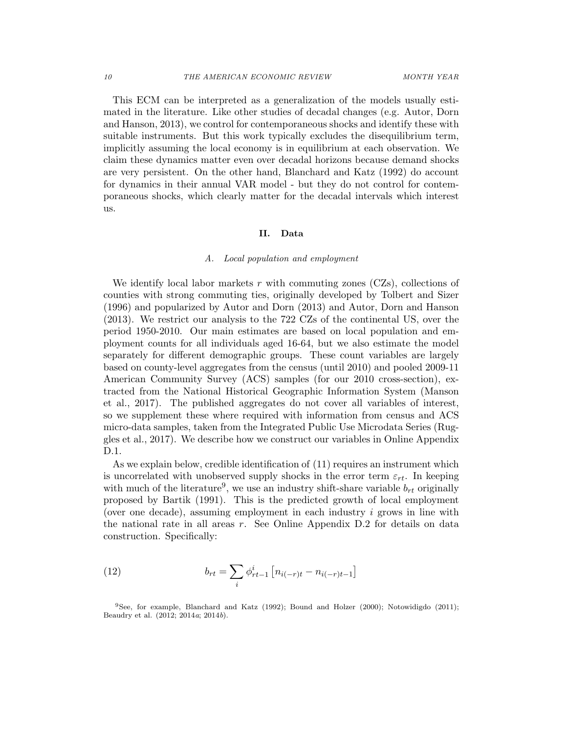This ECM can be interpreted as a generalization of the models usually estimated in the literature. Like other studies of decadal changes (e.g. Autor, Dorn and Hanson, 2013), we control for contemporaneous shocks and identify these with suitable instruments. But this work typically excludes the disequilibrium term, implicitly assuming the local economy is in equilibrium at each observation. We claim these dynamics matter even over decadal horizons because demand shocks are very persistent. On the other hand, Blanchard and Katz (1992) do account for dynamics in their annual VAR model - but they do not control for contemporaneous shocks, which clearly matter for the decadal intervals which interest us.

## II. Data

### A. *Local population and employment*

We identify local labor markets $r$ with commuting zones (CZs), collections of counties with strong commuting ties, originally developed by Tolbert and Sizer (1996) and popularized by Autor and Dorn (2013) and Autor, Dorn and Hanson (2013). We restrict our analysis to the 722 CZs of the continental US, over the period 1950-2010. Our main estimates are based on local population and employment counts for all individuals aged 16-64, but we also estimate the model separately for different demographic groups. These count variables are largely based on county-level aggregates from the census (until 2010) and pooled 2009-11 American Community Survey (ACS) samples (for our 2010 cross-section), extracted from the National Historical Geographic Information System (Manson et al., 2017). The published aggregates do not cover all variables of interest, so we supplement these where required with information from census and ACS micro-data samples, taken from the Integrated Public Use Microdata Series (Ruggles et al., 2017). We describe how we construct our variables in Online Appendix D.1.

As we explain below, credible identification of (11) requires an instrument which is uncorrelated with unobserved supply shocks in the error term $\varepsilon_{rt}$. In keeping with much of the literature[9], we use an industry shift-share variable $b_{rt}$ originally proposed by Bartik (1991). This is the predicted growth of local employment (over one decade), assuming employment in each industry $i$ grows in line with the national rate in all areas $r$. See Online Appendix D.2 for details on data construction. Specifically:

$$b_{rt} = \sum_{i} \phi^{i}_{rt-1} \left[ n_{i(-r)t} - n_{i(-r)t-1} \right] \tag{12}$$

[9]See, for example, Blanchard and Katz (1992); Bound and Holzer (2000); Notowidigdo (2011); Beaudry et al. (2012; 2014*a*; 2014*b*).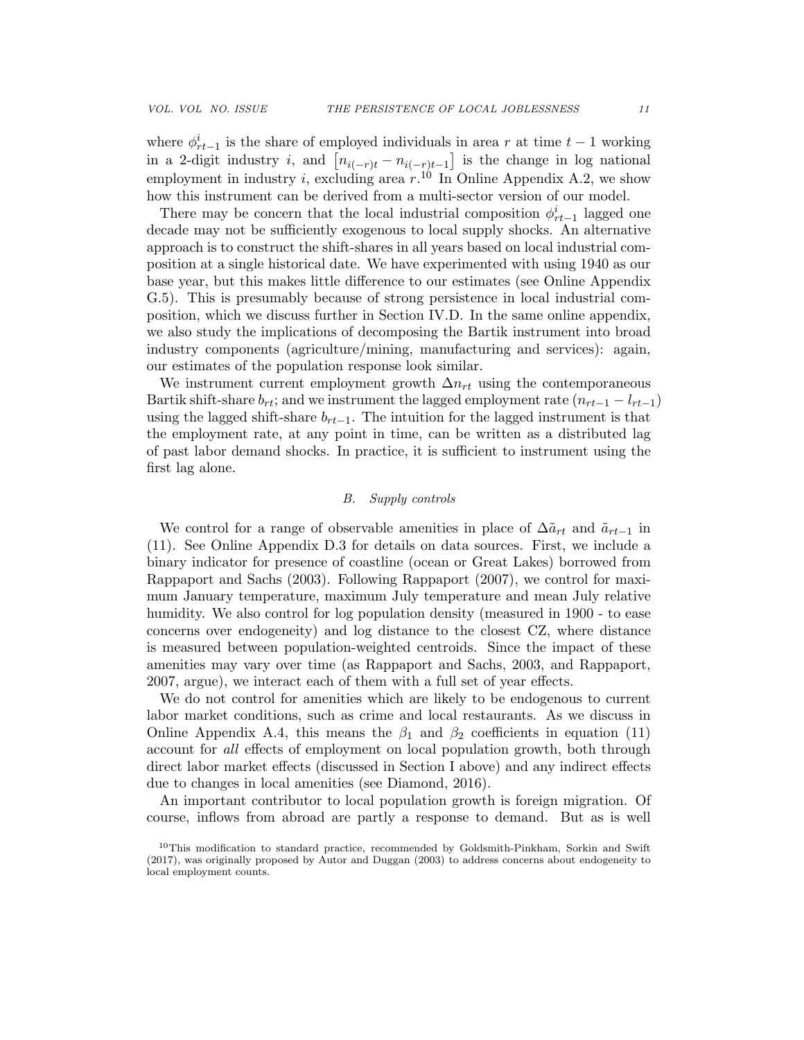where $\phi^i_{rt-1}$ is the share of employed individuals in area $r$ at time $t-1$ working in a 2-digit industry $i$, and $\left[n_{i(-r)t} - n_{i(-r)t-1}\right]$ is the change in log national employment in industry $i$, excluding area $r$.[10] In Online Appendix A.2, we show how this instrument can be derived from a multi-sector version of our model.

There may be concern that the local industrial composition $\phi^i_{rt-1}$ lagged one decade may not be sufficiently exogenous to local supply shocks. An alternative approach is to construct the shift-shares in all years based on local industrial composition at a single historical date. We have experimented with using 1940 as our base year, but this makes little difference to our estimates (see Online Appendix G.5). This is presumably because of strong persistence in local industrial composition, which we discuss further in Section IV.D. In the same online appendix, we also study the implications of decomposing the Bartik instrument into broad industry components (agriculture/mining, manufacturing and services): again, our estimates of the population response look similar.

We instrument current employment growth $\Delta n_{rt}$ using the contemporaneous Bartik shift-share $b_{rt}$; and we instrument the lagged employment rate $(n_{rt-1} - l_{rt-1})$ using the lagged shift-share $b_{rt-1}$. The intuition for the lagged instrument is that the employment rate, at any point in time, can be written as a distributed lag of past labor demand shocks. In practice, it is sufficient to instrument using the first lag alone.

### B. *Supply controls*

We control for a range of observable amenities in place of $\Delta\tilde{a}_{rt}$ and $\tilde{a}_{rt-1}$ in (11). See Online Appendix D.3 for details on data sources. First, we include a binary indicator for presence of coastline (ocean or Great Lakes) borrowed from Rappaport and Sachs (2003). Following Rappaport (2007), we control for maximum January temperature, maximum July temperature and mean July relative humidity. We also control for log population density (measured in 1900 - to ease concerns over endogeneity) and log distance to the closest CZ, where distance is measured between population-weighted centroids. Since the impact of these amenities may vary over time (as Rappaport and Sachs, 2003, and Rappaport, 2007, argue), we interact each of them with a full set of year effects.

We do not control for amenities which are likely to be endogenous to current labor market conditions, such as crime and local restaurants. As we discuss in Online Appendix A.4, this means the $\beta_1$ and $\beta_2$ coefficients in equation (11) account for *all* effects of employment on local population growth, both through direct labor market effects (discussed in Section I above) and any indirect effects due to changes in local amenities (see Diamond, 2016).

An important contributor to local population growth is foreign migration. Of course, inflows from abroad are partly a response to demand. But as is well

[10] This modification to standard practice, recommended by Goldsmith-Pinkham, Sorkin and Swift (2017), was originally proposed by Autor and Duggan (2003) to address concerns about endogeneity to local employment counts.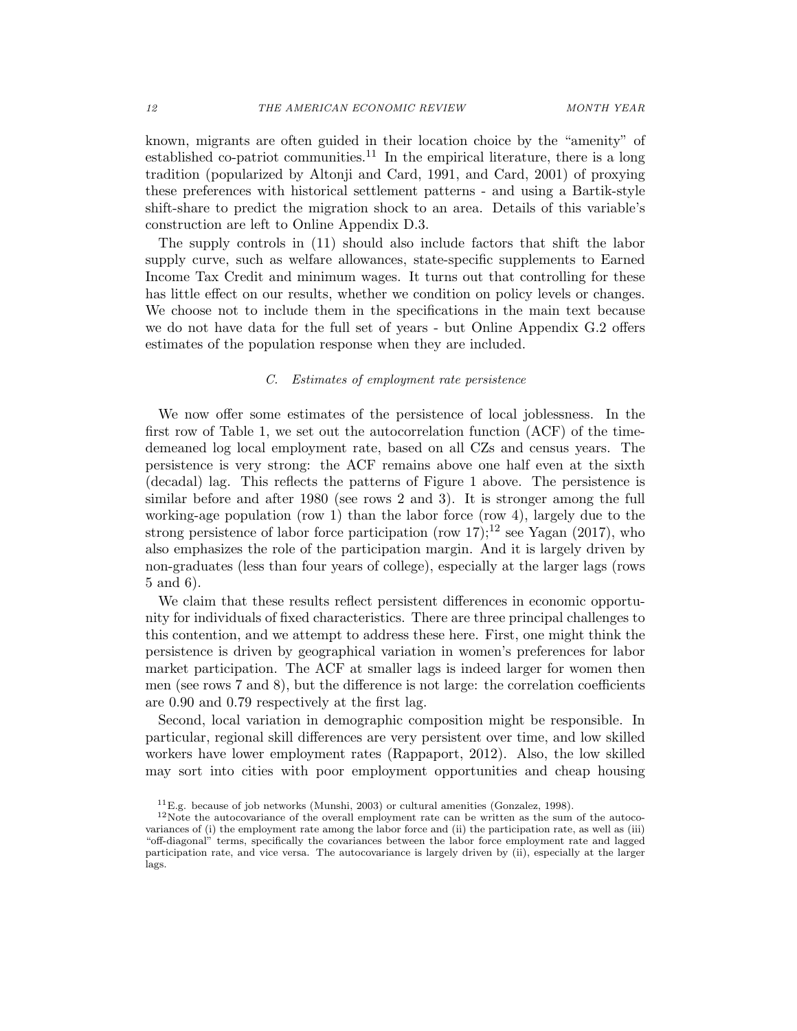known, migrants are often guided in their location choice by the "amenity" of established co-patriot communities.[11] In the empirical literature, there is a long tradition (popularized by Altonji and Card, 1991, and Card, 2001) of proxying these preferences with historical settlement patterns - and using a Bartik-style shift-share to predict the migration shock to an area. Details of this variable's construction are left to Online Appendix D.3.

The supply controls in (11) should also include factors that shift the labor supply curve, such as welfare allowances, state-specific supplements to Earned Income Tax Credit and minimum wages. It turns out that controlling for these has little effect on our results, whether we condition on policy levels or changes. We choose not to include them in the specifications in the main text because we do not have data for the full set of years - but Online Appendix G.2 offers estimates of the population response when they are included.

### *C. Estimates of employment rate persistence*

We now offer some estimates of the persistence of local joblessness. In the first row of Table 1, we set out the autocorrelation function (ACF) of the time-demeaned log local employment rate, based on all CZs and census years. The persistence is very strong: the ACF remains above one half even at the sixth (decadal) lag. This reflects the patterns of Figure 1 above. The persistence is similar before and after 1980 (see rows 2 and 3). It is stronger among the full working-age population (row 1) than the labor force (row 4), largely due to the strong persistence of labor force participation (row 17);[12] see Yagan (2017), who also emphasizes the role of the participation margin. And it is largely driven by non-graduates (less than four years of college), especially at the larger lags (rows 5 and 6).

We claim that these results reflect persistent differences in economic opportunity for individuals of fixed characteristics. There are three principal challenges to this contention, and we attempt to address these here. First, one might think the persistence is driven by geographical variation in women's preferences for labor market participation. The ACF at smaller lags is indeed larger for women then men (see rows 7 and 8), but the difference is not large: the correlation coefficients are 0.90 and 0.79 respectively at the first lag.

Second, local variation in demographic composition might be responsible. In particular, regional skill differences are very persistent over time, and low skilled workers have lower employment rates (Rappaport, 2012). Also, the low skilled may sort into cities with poor employment opportunities and cheap housing

[11] E.g. because of job networks (Munshi, 2003) or cultural amenities (Gonzalez, 1998).

[12] Note the autocovariance of the overall employment rate can be written as the sum of the autocovariances of (i) the employment rate among the labor force and (ii) the participation rate, as well as (iii) "off-diagonal" terms, specifically the covariances between the labor force employment rate and lagged participation rate, and vice versa. The autocovariance is largely driven by (ii), especially at the larger lags.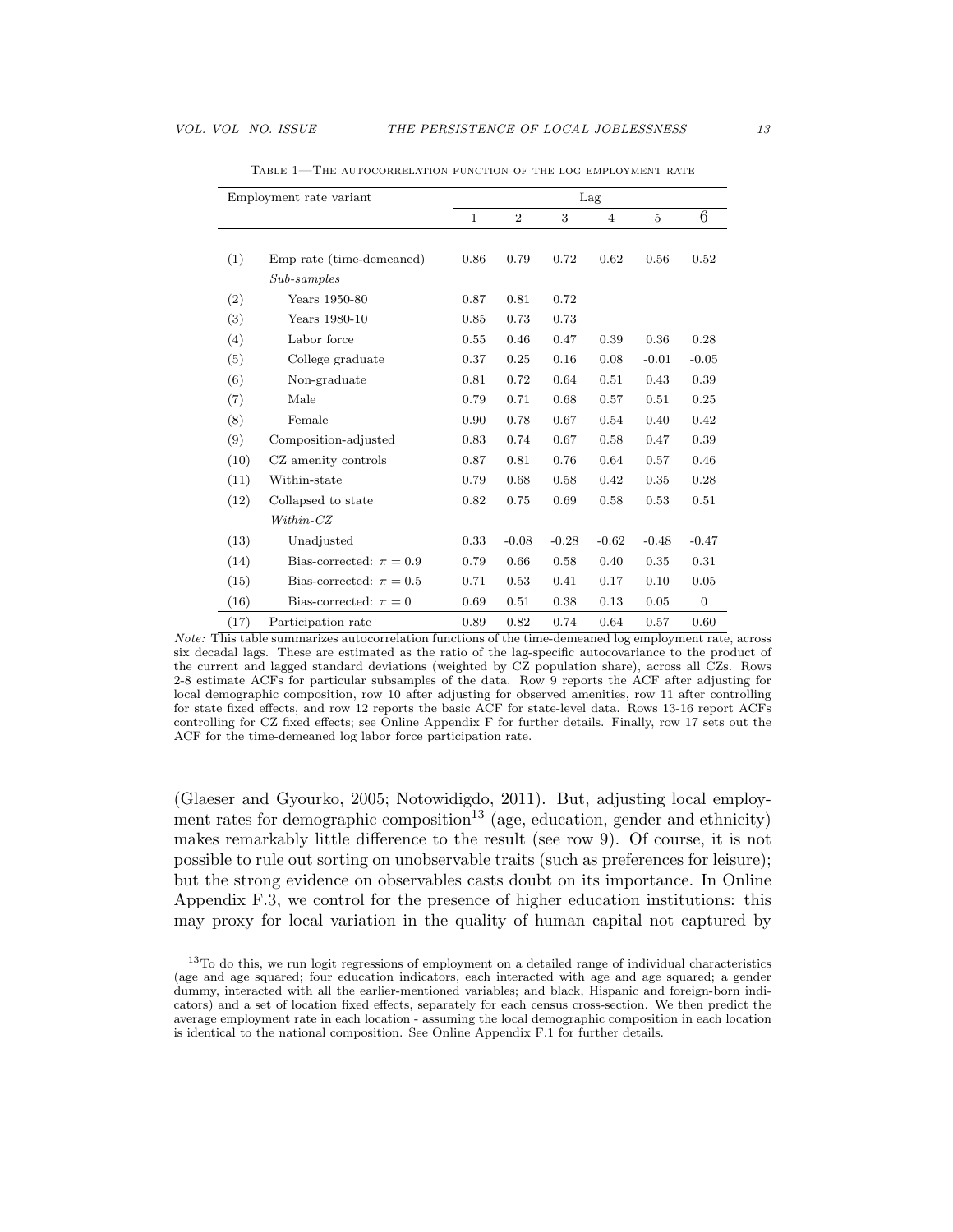Table 1—The autocorrelation function of the log employment rate

| | Employment rate variant | Lag | | | | | |
|---|---|---|---|---|---|---|---|
| | | 1 | 2 | 3 | 4 | 5 | 6 |
| (1) | Emp rate (time-demeaned) | 0.86 | 0.79 | 0.72 | 0.62 | 0.56 | 0.52 |
| | *Sub-samples* | | | | | | |
| (2) | Years 1950-80 | 0.87 | 0.81 | 0.72 | | | |
| (3) | Years 1980-10 | 0.85 | 0.73 | 0.73 | | | |
| (4) | Labor force | 0.55 | 0.46 | 0.47 | 0.39 | 0.36 | 0.28 |
| (5) | College graduate | 0.37 | 0.25 | 0.16 | 0.08 | -0.01 | -0.05 |
| (6) | Non-graduate | 0.81 | 0.72 | 0.64 | 0.51 | 0.43 | 0.39 |
| (7) | Male | 0.79 | 0.71 | 0.68 | 0.57 | 0.51 | 0.25 |
| (8) | Female | 0.90 | 0.78 | 0.67 | 0.54 | 0.40 | 0.42 |
| (9) | Composition-adjusted | 0.83 | 0.74 | 0.67 | 0.58 | 0.47 | 0.39 |
| (10) | CZ amenity controls | 0.87 | 0.81 | 0.76 | 0.64 | 0.57 | 0.46 |
| (11) | Within-state | 0.79 | 0.68 | 0.58 | 0.42 | 0.35 | 0.28 |
| (12) | Collapsed to state | 0.82 | 0.75 | 0.69 | 0.58 | 0.53 | 0.51 |
| | *Within-CZ* | | | | | | |
| (13) | Unadjusted | 0.33 | -0.08 | -0.28 | -0.62 | -0.48 | -0.47 |
| (14) | Bias-corrected: $\pi = 0.9$ | 0.79 | 0.66 | 0.58 | 0.40 | 0.35 | 0.31 |
| (15) | Bias-corrected: $\pi = 0.5$ | 0.71 | 0.53 | 0.41 | 0.17 | 0.10 | 0.05 |
| (16) | Bias-corrected: $\pi = 0$ | 0.69 | 0.51 | 0.38 | 0.13 | 0.05 | 0 |
| (17) | Participation rate | 0.89 | 0.82 | 0.74 | 0.64 | 0.57 | 0.60 |

*Note:* This table summarizes autocorrelation functions of the time-demeaned log employment rate, across six decadal lags. These are estimated as the ratio of the lag-specific autocovariance to the product of the current and lagged standard deviations (weighted by CZ population share), across all CZs. Rows 2-8 estimate ACFs for particular subsamples of the data. Row 9 reports the ACF after adjusting for local demographic composition, row 10 after adjusting for observed amenities, row 11 after controlling for state fixed effects, and row 12 reports the basic ACF for state-level data. Rows 13-16 report ACFs controlling for CZ fixed effects; see Online Appendix F for further details. Finally, row 17 sets out the ACF for the time-demeaned log labor force participation rate.

(Glaeser and Gyourko, 2005; Notowidigdo, 2011). But, adjusting local employment rates for demographic composition[13] (age, education, gender and ethnicity) makes remarkably little difference to the result (see row 9). Of course, it is not possible to rule out sorting on unobservable traits (such as preferences for leisure); but the strong evidence on observables casts doubt on its importance. In Online Appendix F.3, we control for the presence of higher education institutions: this may proxy for local variation in the quality of human capital not captured by

[13] To do this, we run logit regressions of employment on a detailed range of individual characteristics (age and age squared; four education indicators, each interacted with age and age squared; a gender dummy, interacted with all the earlier-mentioned variables; and black, Hispanic and foreign-born indicators) and a set of location fixed effects, separately for each census cross-section. We then predict the average employment rate in each location - assuming the local demographic composition in each location is identical to the national composition. See Online Appendix F.1 for further details.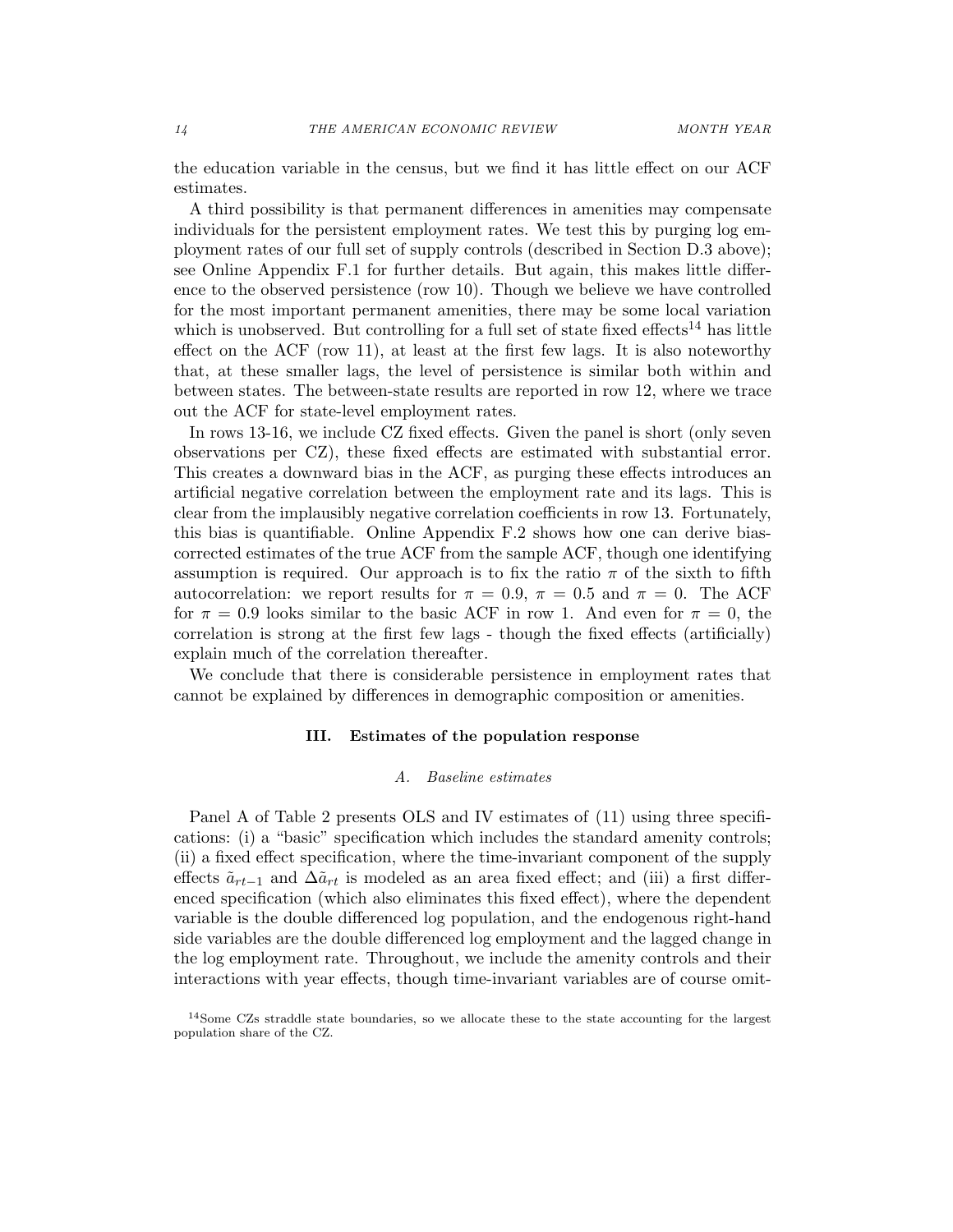the education variable in the census, but we find it has little effect on our ACF estimates.

A third possibility is that permanent differences in amenities may compensate individuals for the persistent employment rates. We test this by purging log employment rates of our full set of supply controls (described in Section D.3 above); see Online Appendix F.1 for further details. But again, this makes little difference to the observed persistence (row 10). Though we believe we have controlled for the most important permanent amenities, there may be some local variation which is unobserved. But controlling for a full set of state fixed effects[14] has little effect on the ACF (row 11), at least at the first few lags. It is also noteworthy that, at these smaller lags, the level of persistence is similar both within and between states. The between-state results are reported in row 12, where we trace out the ACF for state-level employment rates.

In rows 13-16, we include CZ fixed effects. Given the panel is short (only seven observations per CZ), these fixed effects are estimated with substantial error. This creates a downward bias in the ACF, as purging these effects introduces an artificial negative correlation between the employment rate and its lags. This is clear from the implausibly negative correlation coefficients in row 13. Fortunately, this bias is quantifiable. Online Appendix F.2 shows how one can derive bias-corrected estimates of the true ACF from the sample ACF, though one identifying assumption is required. Our approach is to fix the ratio $\pi$ of the sixth to fifth autocorrelation: we report results for $\pi = 0.9$, $\pi = 0.5$ and $\pi = 0$. The ACF for $\pi = 0.9$ looks similar to the basic ACF in row 1. And even for $\pi = 0$, the correlation is strong at the first few lags - though the fixed effects (artificially) explain much of the correlation thereafter.

We conclude that there is considerable persistence in employment rates that cannot be explained by differences in demographic composition or amenities.

## III. Estimates of the population response

### A. Baseline estimates

Panel A of Table 2 presents OLS and IV estimates of (11) using three specifications: (i) a "basic" specification which includes the standard amenity controls; (ii) a fixed effect specification, where the time-invariant component of the supply effects $\tilde{a}_{rt-1}$ and $\Delta\tilde{a}_{rt}$ is modeled as an area fixed effect; and (iii) a first differenced specification (which also eliminates this fixed effect), where the dependent variable is the double differenced log population, and the endogenous right-hand side variables are the double differenced log employment and the lagged change in the log employment rate. Throughout, we include the amenity controls and their interactions with year effects, though time-invariant variables are of course omit-

[14]Some CZs straddle state boundaries, so we allocate these to the state accounting for the largest population share of the CZ.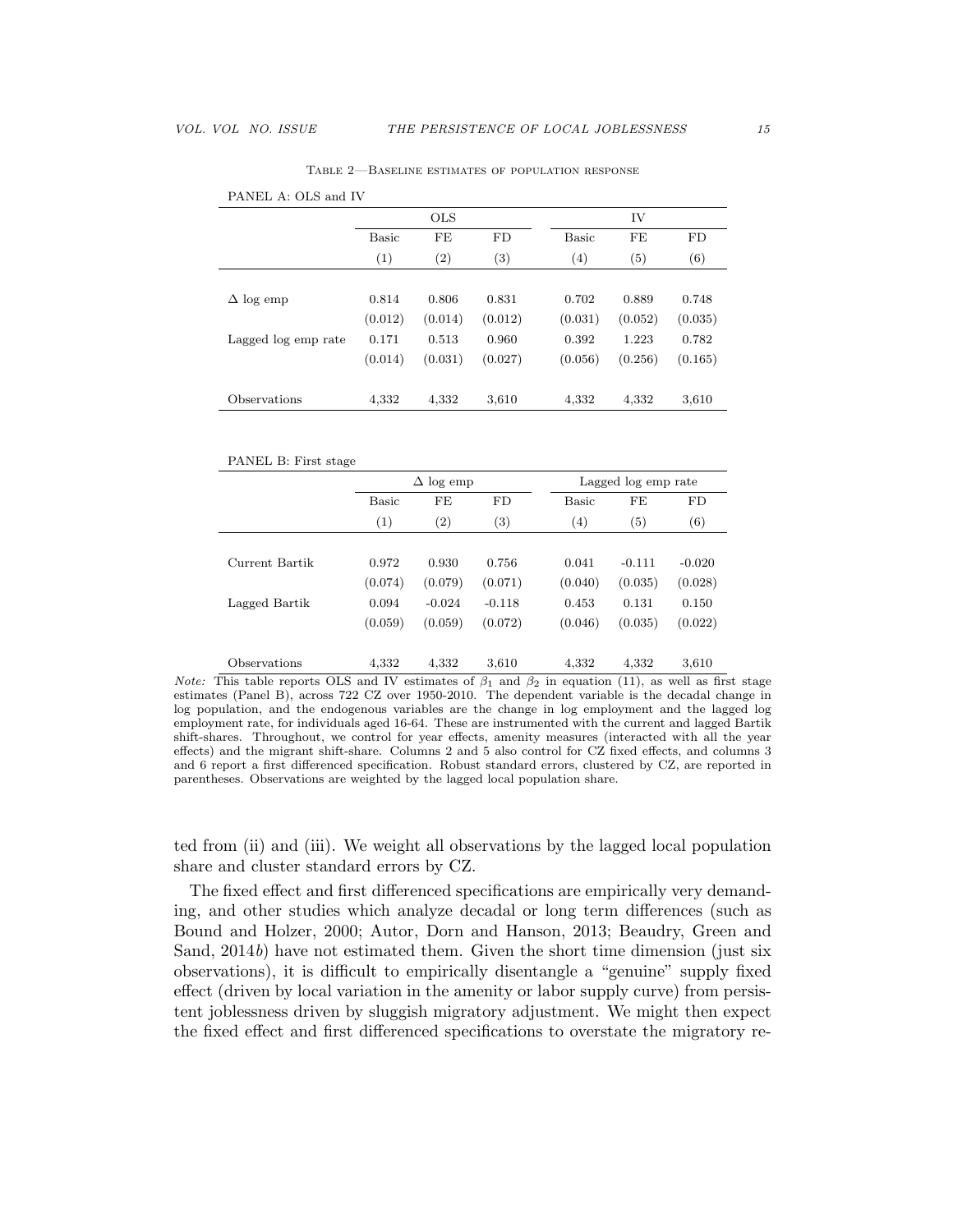Table 2—Baseline estimates of population response

PANEL A: OLS and IV

| | OLS | | | IV | | |
|---|---|---|---|---|---|---|
| | Basic | FE | FD | Basic | FE | FD |
| | (1) | (2) | (3) | (4) | (5) | (6) |
| $\Delta$ log emp | 0.814 | 0.806 | 0.831 | 0.702 | 0.889 | 0.748 |
| | (0.012) | (0.014) | (0.012) | (0.031) | (0.052) | (0.035) |
| Lagged log emp rate | 0.171 | 0.513 | 0.960 | 0.392 | 1.223 | 0.782 |
| | (0.014) | (0.031) | (0.027) | (0.056) | (0.256) | (0.165) |
| Observations | 4,332 | 4,332 | 3,610 | 4,332 | 4,332 | 3,610 |

PANEL B: First stage

| | $\Delta$ log emp | | | Lagged log emp rate | | |
|---|---|---|---|---|---|---|
| | Basic | FE | FD | Basic | FE | FD |
| | (1) | (2) | (3) | (4) | (5) | (6) |
| Current Bartik | 0.972 | 0.930 | 0.756 | 0.041 | -0.111 | -0.020 |
| | (0.074) | (0.079) | (0.071) | (0.040) | (0.035) | (0.028) |
| Lagged Bartik | 0.094 | -0.024 | -0.118 | 0.453 | 0.131 | 0.150 |
| | (0.059) | (0.059) | (0.072) | (0.046) | (0.035) | (0.022) |
| Observations | 4,332 | 4,332 | 3,610 | 4,332 | 4,332 | 3,610 |

*Note:* This table reports OLS and IV estimates of $\beta_1$ and $\beta_2$ in equation (11), as well as first stage estimates (Panel B), across 722 CZ over 1950-2010. The dependent variable is the decadal change in log population, and the endogenous variables are the change in log employment and the lagged log employment rate, for individuals aged 16-64. These are instrumented with the current and lagged Bartik shift-shares. Throughout, we control for year effects, amenity measures (interacted with all the year effects) and the migrant shift-share. Columns 2 and 5 also control for CZ fixed effects, and columns 3 and 6 report a first differenced specification. Robust standard errors, clustered by CZ, are reported in parentheses. Observations are weighted by the lagged local population share.

ted from (ii) and (iii). We weight all observations by the lagged local population share and cluster standard errors by CZ.

The fixed effect and first differenced specifications are empirically very demanding, and other studies which analyze decadal or long term differences (such as Bound and Holzer, 2000; Autor, Dorn and Hanson, 2013; Beaudry, Green and Sand, 2014*b*) have not estimated them. Given the short time dimension (just six observations), it is difficult to empirically disentangle a "genuine" supply fixed effect (driven by local variation in the amenity or labor supply curve) from persistent joblessness driven by sluggish migratory adjustment. We might then expect the fixed effect and first differenced specifications to overstate the migratory re-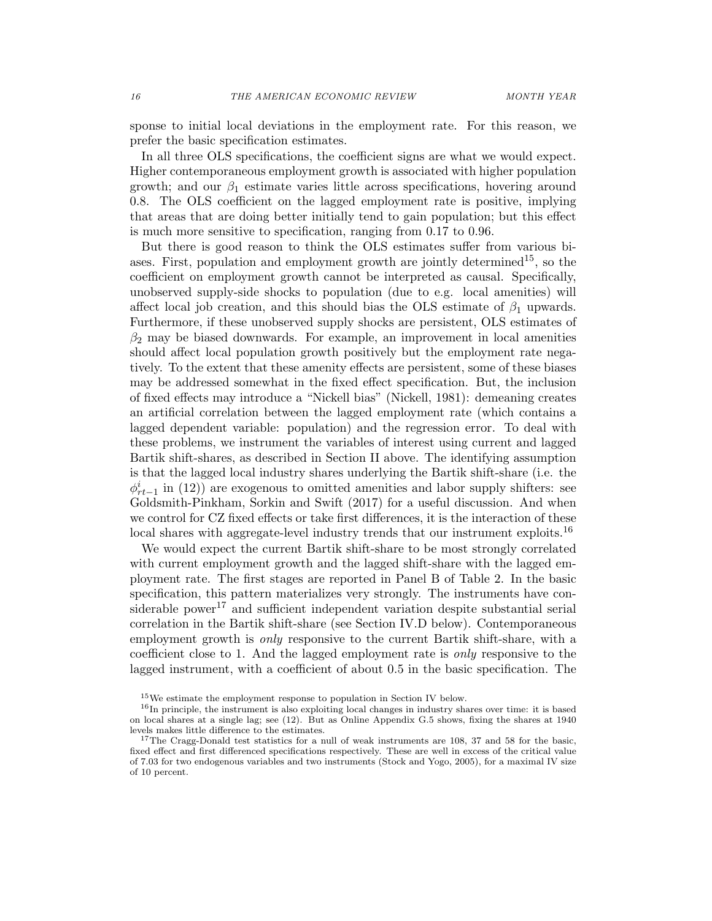sponse to initial local deviations in the employment rate. For this reason, we prefer the basic specification estimates.

In all three OLS specifications, the coefficient signs are what we would expect. Higher contemporaneous employment growth is associated with higher population growth; and our $\beta_1$ estimate varies little across specifications, hovering around 0.8. The OLS coefficient on the lagged employment rate is positive, implying that areas that are doing better initially tend to gain population; but this effect is much more sensitive to specification, ranging from 0.17 to 0.96.

But there is good reason to think the OLS estimates suffer from various biases. First, population and employment growth are jointly determined[15], so the coefficient on employment growth cannot be interpreted as causal. Specifically, unobserved supply-side shocks to population (due to e.g. local amenities) will affect local job creation, and this should bias the OLS estimate of $\beta_1$ upwards. Furthermore, if these unobserved supply shocks are persistent, OLS estimates of $\beta_2$ may be biased downwards. For example, an improvement in local amenities should affect local population growth positively but the employment rate negatively. To the extent that these amenity effects are persistent, some of these biases may be addressed somewhat in the fixed effect specification. But, the inclusion of fixed effects may introduce a "Nickell bias" (Nickell, 1981): demeaning creates an artificial correlation between the lagged employment rate (which contains a lagged dependent variable: population) and the regression error. To deal with these problems, we instrument the variables of interest using current and lagged Bartik shift-shares, as described in Section II above. The identifying assumption is that the lagged local industry shares underlying the Bartik shift-share (i.e. the $\phi^i_{rt-1}$ in (12)) are exogenous to omitted amenities and labor supply shifters: see Goldsmith-Pinkham, Sorkin and Swift (2017) for a useful discussion. And when we control for CZ fixed effects or take first differences, it is the interaction of these local shares with aggregate-level industry trends that our instrument exploits.[16]

We would expect the current Bartik shift-share to be most strongly correlated with current employment growth and the lagged shift-share with the lagged employment rate. The first stages are reported in Panel B of Table 2. In the basic specification, this pattern materializes very strongly. The instruments have considerable power[17] and sufficient independent variation despite substantial serial correlation in the Bartik shift-share (see Section IV.D below). Contemporaneous employment growth is *only* responsive to the current Bartik shift-share, with a coefficient close to 1. And the lagged employment rate is *only* responsive to the lagged instrument, with a coefficient of about 0.5 in the basic specification. The

[15] We estimate the employment response to population in Section IV below.

[16] In principle, the instrument is also exploiting local changes in industry shares over time: it is based on local shares at a single lag; see (12). But as Online Appendix G.5 shows, fixing the shares at 1940 levels makes little difference to the estimates.

[17] The Cragg-Donald test statistics for a null of weak instruments are 108, 37 and 58 for the basic, fixed effect and first differenced specifications respectively. These are well in excess of the critical value of 7.03 for two endogenous variables and two instruments (Stock and Yogo, 2005), for a maximal IV size of 10 percent.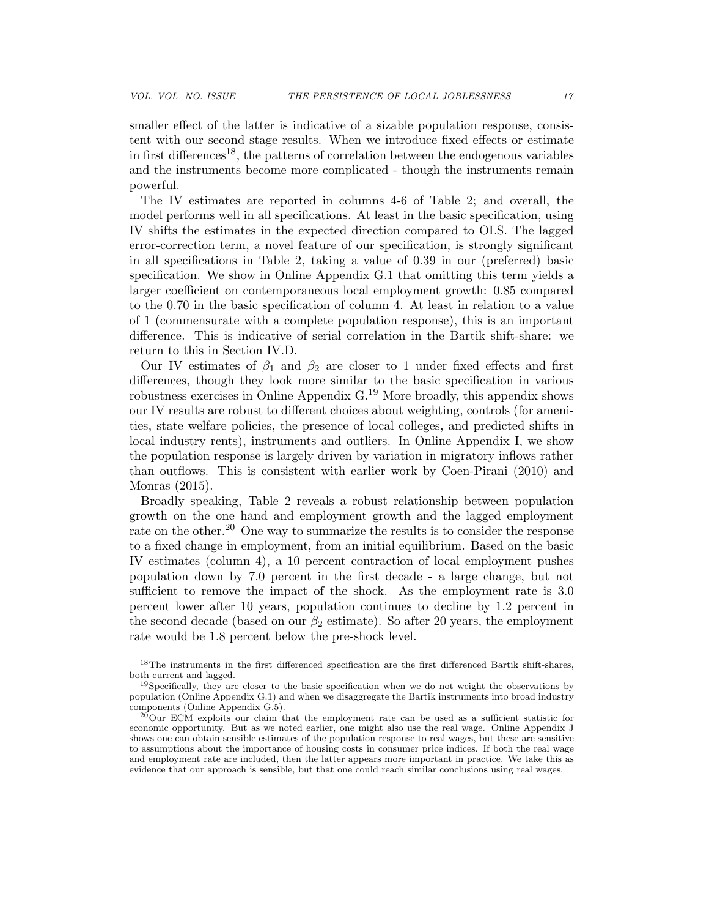smaller effect of the latter is indicative of a sizable population response, consistent with our second stage results. When we introduce fixed effects or estimate in first differences[18], the patterns of correlation between the endogenous variables and the instruments become more complicated - though the instruments remain powerful.

The IV estimates are reported in columns 4-6 of Table 2; and overall, the model performs well in all specifications. At least in the basic specification, using IV shifts the estimates in the expected direction compared to OLS. The lagged error-correction term, a novel feature of our specification, is strongly significant in all specifications in Table 2, taking a value of 0.39 in our (preferred) basic specification. We show in Online Appendix G.1 that omitting this term yields a larger coefficient on contemporaneous local employment growth: 0.85 compared to the 0.70 in the basic specification of column 4. At least in relation to a value of 1 (commensurate with a complete population response), this is an important difference. This is indicative of serial correlation in the Bartik shift-share: we return to this in Section IV.D.

Our IV estimates of $\beta_1$ and $\beta_2$ are closer to 1 under fixed effects and first differences, though they look more similar to the basic specification in various robustness exercises in Online Appendix G.[19] More broadly, this appendix shows our IV results are robust to different choices about weighting, controls (for amenities, state welfare policies, the presence of local colleges, and predicted shifts in local industry rents), instruments and outliers. In Online Appendix I, we show the population response is largely driven by variation in migratory inflows rather than outflows. This is consistent with earlier work by Coen-Pirani (2010) and Monras (2015).

Broadly speaking, Table 2 reveals a robust relationship between population growth on the one hand and employment growth and the lagged employment rate on the other.[20] One way to summarize the results is to consider the response to a fixed change in employment, from an initial equilibrium. Based on the basic IV estimates (column 4), a 10 percent contraction of local employment pushes population down by 7.0 percent in the first decade - a large change, but not sufficient to remove the impact of the shock. As the employment rate is 3.0 percent lower after 10 years, population continues to decline by 1.2 percent in the second decade (based on our $\beta_2$ estimate). So after 20 years, the employment rate would be 1.8 percent below the pre-shock level.

[18] The instruments in the first differenced specification are the first differenced Bartik shift-shares, both current and lagged.

[19] Specifically, they are closer to the basic specification when we do not weight the observations by population (Online Appendix G.1) and when we disaggregate the Bartik instruments into broad industry components (Online Appendix G.5).

[20] Our ECM exploits our claim that the employment rate can be used as a sufficient statistic for economic opportunity. But as we noted earlier, one might also use the real wage. Online Appendix J shows one can obtain sensible estimates of the population response to real wages, but these are sensitive to assumptions about the importance of housing costs in consumer price indices. If both the real wage and employment rate are included, then the latter appears more important in practice. We take this as evidence that our approach is sensible, but that one could reach similar conclusions using real wages.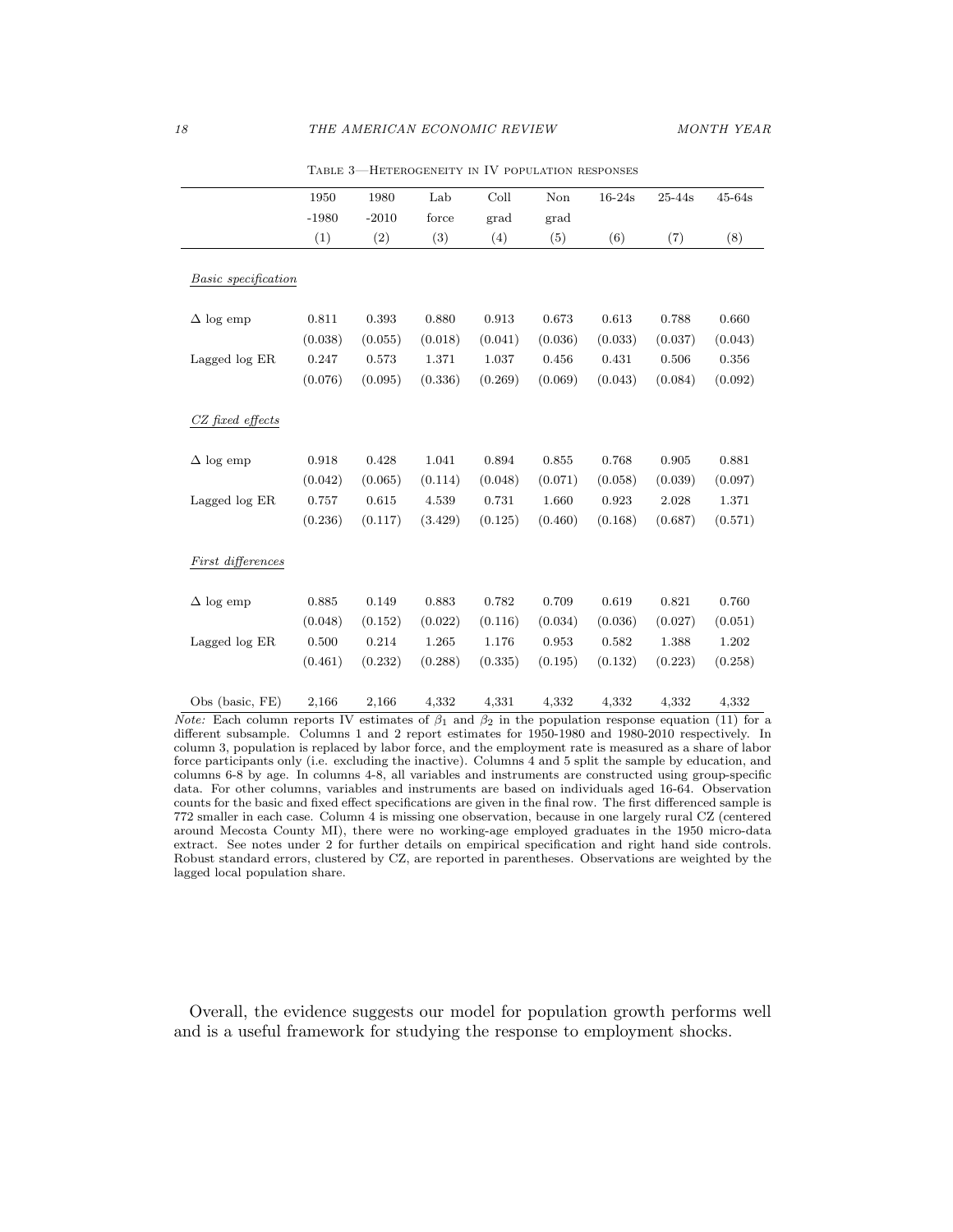Table 3—Heterogeneity in IV population responses

| | 1950 -1980 | 1980 -2010 | Lab force | Coll grad | Non grad | 16-24s | 25-44s | 45-64s |
|---|---|---|---|---|---|---|---|---|
| | (1) | (2) | (3) | (4) | (5) | (6) | (7) | (8) |
| *Basic specification* | | | | | | | | |
| $\Delta$ log emp | 0.811 | 0.393 | 0.880 | 0.913 | 0.673 | 0.613 | 0.788 | 0.660 |
| | (0.038) | (0.055) | (0.018) | (0.041) | (0.036) | (0.033) | (0.037) | (0.043) |
| Lagged log ER | 0.247 | 0.573 | 1.371 | 1.037 | 0.456 | 0.431 | 0.506 | 0.356 |
| | (0.076) | (0.095) | (0.336) | (0.269) | (0.069) | (0.043) | (0.084) | (0.092) |
| *CZ fixed effects* | | | | | | | | |
| $\Delta$ log emp | 0.918 | 0.428 | 1.041 | 0.894 | 0.855 | 0.768 | 0.905 | 0.881 |
| | (0.042) | (0.065) | (0.114) | (0.048) | (0.071) | (0.058) | (0.039) | (0.097) |
| Lagged log ER | 0.757 | 0.615 | 4.539 | 0.731 | 1.660 | 0.923 | 2.028 | 1.371 |
| | (0.236) | (0.117) | (3.429) | (0.125) | (0.460) | (0.168) | (0.687) | (0.571) |
| *First differences* | | | | | | | | |
| $\Delta$ log emp | 0.885 | 0.149 | 0.883 | 0.782 | 0.709 | 0.619 | 0.821 | 0.760 |
| | (0.048) | (0.152) | (0.022) | (0.116) | (0.034) | (0.036) | (0.027) | (0.051) |
| Lagged log ER | 0.500 | 0.214 | 1.265 | 1.176 | 0.953 | 0.582 | 1.388 | 1.202 |
| | (0.461) | (0.232) | (0.288) | (0.335) | (0.195) | (0.132) | (0.223) | (0.258) |
| Obs (basic, FE) | 2,166 | 2,166 | 4,332 | 4,331 | 4,332 | 4,332 | 4,332 | 4,332 |

*Note:* Each column reports IV estimates of $\beta_1$ and $\beta_2$ in the population response equation (11) for a different subsample. Columns 1 and 2 report estimates for 1950-1980 and 1980-2010 respectively. In column 3, population is replaced by labor force, and the employment rate is measured as a share of labor force participants only (i.e. excluding the inactive). Columns 4 and 5 split the sample by education, and columns 6-8 by age. In columns 4-8, all variables and instruments are constructed using group-specific data. For other columns, variables and instruments are based on individuals aged 16-64. Observation counts for the basic and fixed effect specifications are given in the final row. The first differenced sample is 772 smaller in each case. Column 4 is missing one observation, because in one largely rural CZ (centered around Mecosta County MI), there were no working-age employed graduates in the 1950 micro-data extract. See notes under 2 for further details on empirical specification and right hand side controls. Robust standard errors, clustered by CZ, are reported in parentheses. Observations are weighted by the lagged local population share.

Overall, the evidence suggests our model for population growth performs well and is a useful framework for studying the response to employment shocks.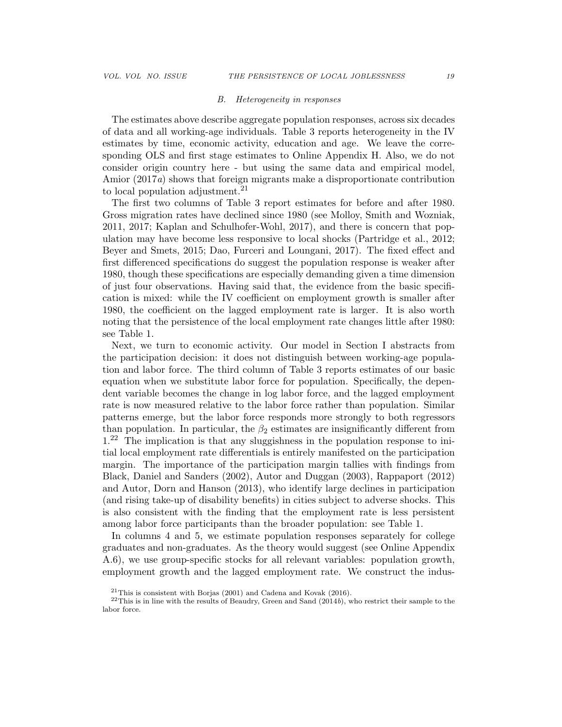### *B. Heterogeneity in responses*

The estimates above describe aggregate population responses, across six decades of data and all working-age individuals. Table 3 reports heterogeneity in the IV estimates by time, economic activity, education and age. We leave the corresponding OLS and first stage estimates to Online Appendix H. Also, we do not consider origin country here - but using the same data and empirical model, Amior (2017*a*) shows that foreign migrants make a disproportionate contribution to local population adjustment.[21]

The first two columns of Table 3 report estimates for before and after 1980. Gross migration rates have declined since 1980 (see Molloy, Smith and Wozniak, 2011, 2017; Kaplan and Schulhofer-Wohl, 2017), and there is concern that population may have become less responsive to local shocks (Partridge et al., 2012; Beyer and Smets, 2015; Dao, Furceri and Loungani, 2017). The fixed effect and first differenced specifications do suggest the population response is weaker after 1980, though these specifications are especially demanding given a time dimension of just four observations. Having said that, the evidence from the basic specification is mixed: while the IV coefficient on employment growth is smaller after 1980, the coefficient on the lagged employment rate is larger. It is also worth noting that the persistence of the local employment rate changes little after 1980: see Table 1.

Next, we turn to economic activity. Our model in Section I abstracts from the participation decision: it does not distinguish between working-age population and labor force. The third column of Table 3 reports estimates of our basic equation when we substitute labor force for population. Specifically, the dependent variable becomes the change in log labor force, and the lagged employment rate is now measured relative to the labor force rather than population. Similar patterns emerge, but the labor force responds more strongly to both regressors than population. In particular, the $\beta_2$ estimates are insignificantly different from 1.[22] The implication is that any sluggishness in the population response to initial local employment rate differentials is entirely manifested on the participation margin. The importance of the participation margin tallies with findings from Black, Daniel and Sanders (2002), Autor and Duggan (2003), Rappaport (2012) and Autor, Dorn and Hanson (2013), who identify large declines in participation (and rising take-up of disability benefits) in cities subject to adverse shocks. This is also consistent with the finding that the employment rate is less persistent among labor force participants than the broader population: see Table 1.

In columns 4 and 5, we estimate population responses separately for college graduates and non-graduates. As the theory would suggest (see Online Appendix A.6), we use group-specific stocks for all relevant variables: population growth, employment growth and the lagged employment rate. We construct the indus-

[21] This is consistent with Borjas (2001) and Cadena and Kovak (2016).

[22] This is in line with the results of Beaudry, Green and Sand (2014*b*), who restrict their sample to the labor force.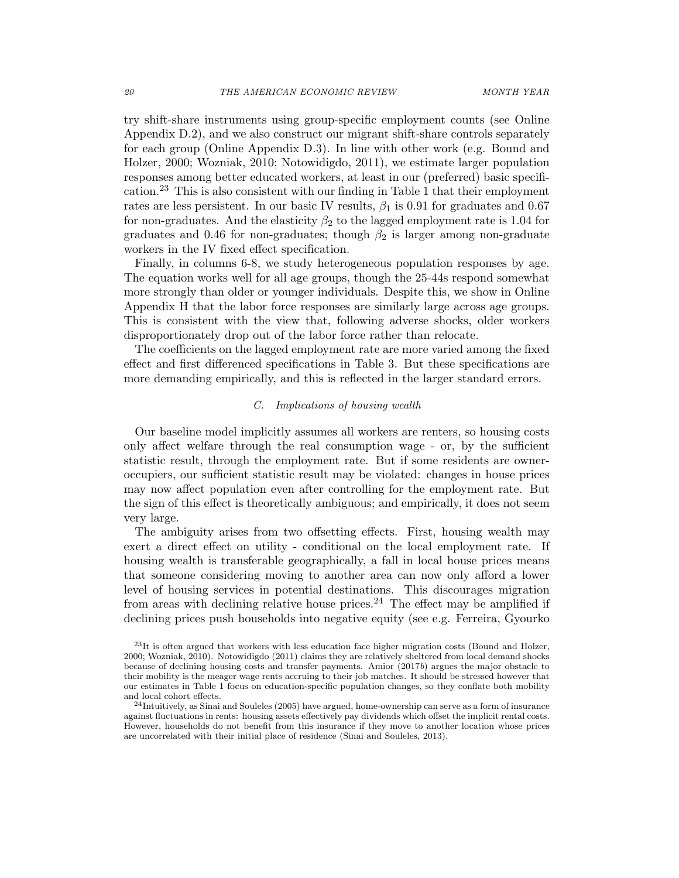try shift-share instruments using group-specific employment counts (see Online Appendix D.2), and we also construct our migrant shift-share controls separately for each group (Online Appendix D.3). In line with other work (e.g. Bound and Holzer, 2000; Wozniak, 2010; Notowidigdo, 2011), we estimate larger population responses among better educated workers, at least in our (preferred) basic specification.[23] This is also consistent with our finding in Table 1 that their employment rates are less persistent. In our basic IV results, $\beta_1$ is 0.91 for graduates and 0.67 for non-graduates. And the elasticity $\beta_2$ to the lagged employment rate is 1.04 for graduates and 0.46 for non-graduates; though $\beta_2$ is larger among non-graduate workers in the IV fixed effect specification.

Finally, in columns 6-8, we study heterogeneous population responses by age. The equation works well for all age groups, though the 25-44s respond somewhat more strongly than older or younger individuals. Despite this, we show in Online Appendix H that the labor force responses are similarly large across age groups. This is consistent with the view that, following adverse shocks, older workers disproportionately drop out of the labor force rather than relocate.

The coefficients on the lagged employment rate are more varied among the fixed effect and first differenced specifications in Table 3. But these specifications are more demanding empirically, and this is reflected in the larger standard errors.

### C. *Implications of housing wealth*

Our baseline model implicitly assumes all workers are renters, so housing costs only affect welfare through the real consumption wage - or, by the sufficient statistic result, through the employment rate. But if some residents are owner-occupiers, our sufficient statistic result may be violated: changes in house prices may now affect population even after controlling for the employment rate. But the sign of this effect is theoretically ambiguous; and empirically, it does not seem very large.

The ambiguity arises from two offsetting effects. First, housing wealth may exert a direct effect on utility - conditional on the local employment rate. If housing wealth is transferable geographically, a fall in local house prices means that someone considering moving to another area can now only afford a lower level of housing services in potential destinations. This discourages migration from areas with declining relative house prices.[24] The effect may be amplified if declining prices push households into negative equity (see e.g. Ferreira, Gyourko

[23]It is often argued that workers with less education face higher migration costs (Bound and Holzer, 2000; Wozniak, 2010). Notowidigdo (2011) claims they are relatively sheltered from local demand shocks because of declining housing costs and transfer payments. Amior (2017*b*) argues the major obstacle to their mobility is the meager wage rents accruing to their job matches. It should be stressed however that our estimates in Table 1 focus on education-specific population changes, so they conflate both mobility and local cohort effects.

[24]Intuitively, as Sinai and Souleles (2005) have argued, home-ownership can serve as a form of insurance against fluctuations in rents: housing assets effectively pay dividends which offset the implicit rental costs. However, households do not benefit from this insurance if they move to another location whose prices are uncorrelated with their initial place of residence (Sinai and Souleles, 2013).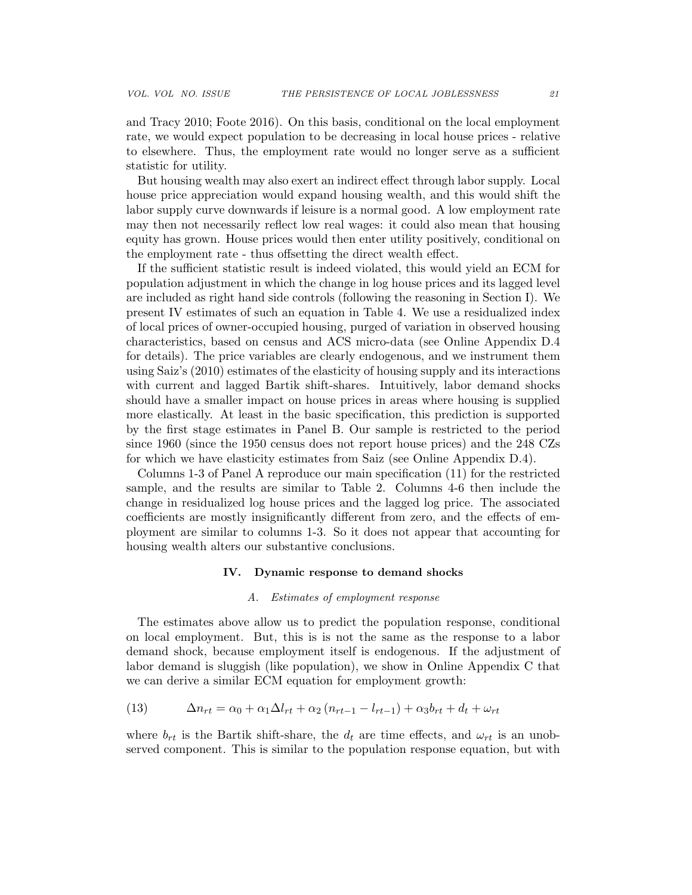and Tracy 2010; Foote 2016). On this basis, conditional on the local employment rate, we would expect population to be decreasing in local house prices - relative to elsewhere. Thus, the employment rate would no longer serve as a sufficient statistic for utility.

But housing wealth may also exert an indirect effect through labor supply. Local house price appreciation would expand housing wealth, and this would shift the labor supply curve downwards if leisure is a normal good. A low employment rate may then not necessarily reflect low real wages: it could also mean that housing equity has grown. House prices would then enter utility positively, conditional on the employment rate - thus offsetting the direct wealth effect.

If the sufficient statistic result is indeed violated, this would yield an ECM for population adjustment in which the change in log house prices and its lagged level are included as right hand side controls (following the reasoning in Section I). We present IV estimates of such an equation in Table 4. We use a residualized index of local prices of owner-occupied housing, purged of variation in observed housing characteristics, based on census and ACS micro-data (see Online Appendix D.4 for details). The price variables are clearly endogenous, and we instrument them using Saiz's (2010) estimates of the elasticity of housing supply and its interactions with current and lagged Bartik shift-shares. Intuitively, labor demand shocks should have a smaller impact on house prices in areas where housing is supplied more elastically. At least in the basic specification, this prediction is supported by the first stage estimates in Panel B. Our sample is restricted to the period since 1960 (since the 1950 census does not report house prices) and the 248 CZs for which we have elasticity estimates from Saiz (see Online Appendix D.4).

Columns 1-3 of Panel A reproduce our main specification (11) for the restricted sample, and the results are similar to Table 2. Columns 4-6 then include the change in residualized log house prices and the lagged log price. The associated coefficients are mostly insignificantly different from zero, and the effects of employment are similar to columns 1-3. So it does not appear that accounting for housing wealth alters our substantive conclusions.

## IV. Dynamic response to demand shocks

### A. *Estimates of employment response*

The estimates above allow us to predict the population response, conditional on local employment. But, this is is not the same as the response to a labor demand shock, because employment itself is endogenous. If the adjustment of labor demand is sluggish (like population), we show in Online Appendix C that we can derive a similar ECM equation for employment growth:

$$\Delta n_{rt} = \alpha_0 + \alpha_1 \Delta l_{rt} + \alpha_2 \left( n_{rt-1} - l_{rt-1} \right) + \alpha_3 b_{rt} + d_t + \omega_{rt} \tag{13}$$

where $b_{rt}$ is the Bartik shift-share, the $d_t$ are time effects, and $\omega_{rt}$ is an unobserved component. This is similar to the population response equation, but with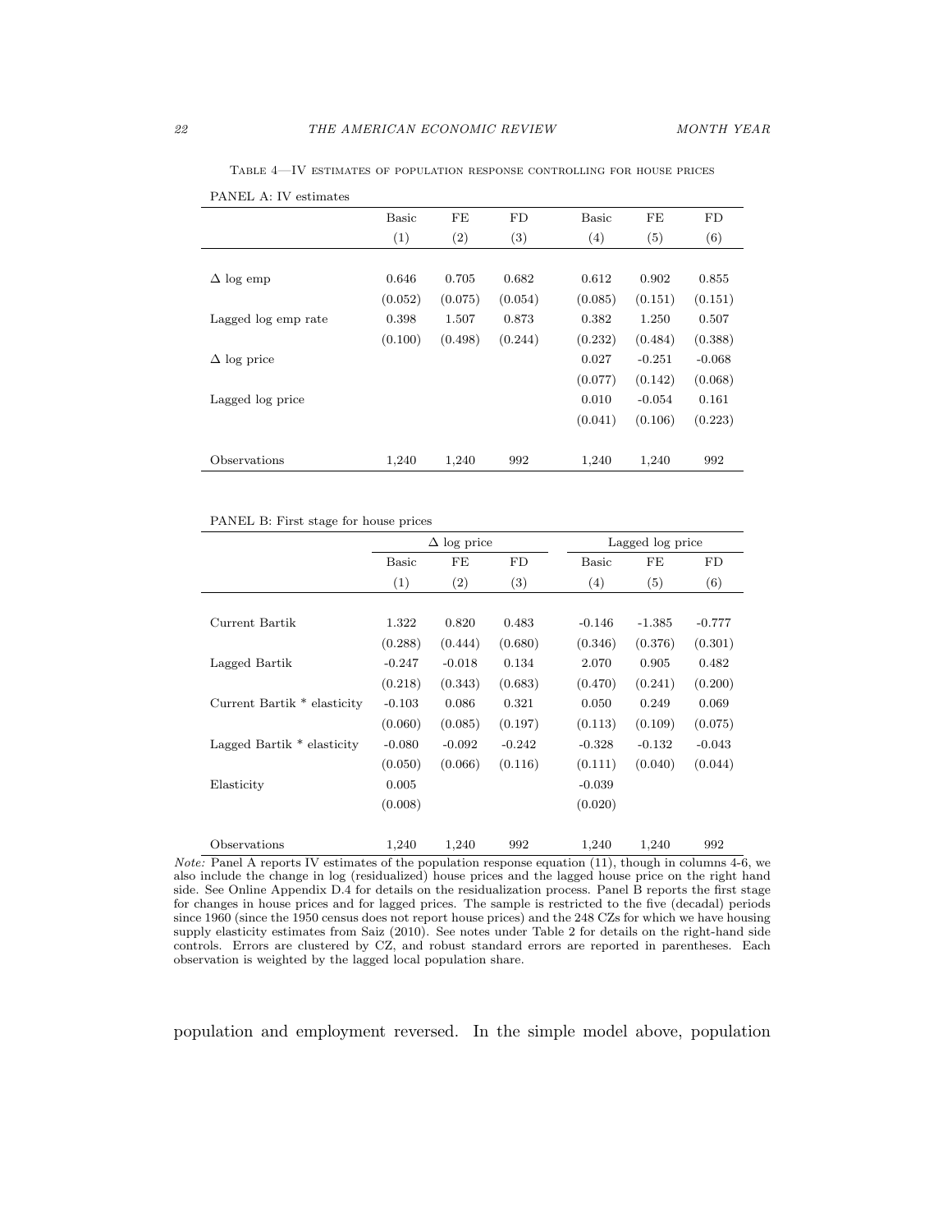Table 4—IV estimates of population response controlling for house prices

PANEL A: IV estimates

| | Basic | FE | FD | Basic | FE | FD |
|---|---|---|---|---|---|---|
| | (1) | (2) | (3) | (4) | (5) | (6) |
| $\Delta$ log emp | 0.646 | 0.705 | 0.682 | 0.612 | 0.902 | 0.855 |
| | (0.052) | (0.075) | (0.054) | (0.085) | (0.151) | (0.151) |
| Lagged log emp rate | 0.398 | 1.507 | 0.873 | 0.382 | 1.250 | 0.507 |
| | (0.100) | (0.498) | (0.244) | (0.232) | (0.484) | (0.388) |
| $\Delta$ log price | | | | 0.027 | -0.251 | -0.068 |
| | | | | (0.077) | (0.142) | (0.068) |
| Lagged log price | | | | 0.010 | -0.054 | 0.161 |
| | | | | (0.041) | (0.106) | (0.223) |
| Observations | 1,240 | 1,240 | 992 | 1,240 | 1,240 | 992 |

PANEL B: First stage for house prices

| | $\Delta$ log price | | | Lagged log price | | |
|---|---|---|---|---|---|---|
| | Basic | FE | FD | Basic | FE | FD |
| | (1) | (2) | (3) | (4) | (5) | (6) |
| Current Bartik | 1.322 | 0.820 | 0.483 | -0.146 | -1.385 | -0.777 |
| | (0.288) | (0.444) | (0.680) | (0.346) | (0.376) | (0.301) |
| Lagged Bartik | -0.247 | -0.018 | 0.134 | 2.070 | 0.905 | 0.482 |
| | (0.218) | (0.343) | (0.683) | (0.470) | (0.241) | (0.200) |
| Current Bartik * elasticity | -0.103 | 0.086 | 0.321 | 0.050 | 0.249 | 0.069 |
| | (0.060) | (0.085) | (0.197) | (0.113) | (0.109) | (0.075) |
| Lagged Bartik * elasticity | -0.080 | -0.092 | -0.242 | -0.328 | -0.132 | -0.043 |
| | (0.050) | (0.066) | (0.116) | (0.111) | (0.040) | (0.044) |
| Elasticity | 0.005 | | | -0.039 | | |
| | (0.008) | | | (0.020) | | |
| Observations | 1,240 | 1,240 | 992 | 1,240 | 1,240 | 992 |

*Note:* Panel A reports IV estimates of the population response equation (11), though in columns 4-6, we also include the change in log (residualized) house prices and the lagged house price on the right hand side. See Online Appendix D.4 for details on the residualization process. Panel B reports the first stage for changes in house prices and for lagged prices. The sample is restricted to the five (decadal) periods since 1960 (since the 1950 census does not report house prices) and the 248 CZs for which we have housing supply elasticity estimates from Saiz (2010). See notes under Table 2 for details on the right-hand side controls. Errors are clustered by CZ, and robust standard errors are reported in parentheses. Each observation is weighted by the lagged local population share.

population and employment reversed. In the simple model above, population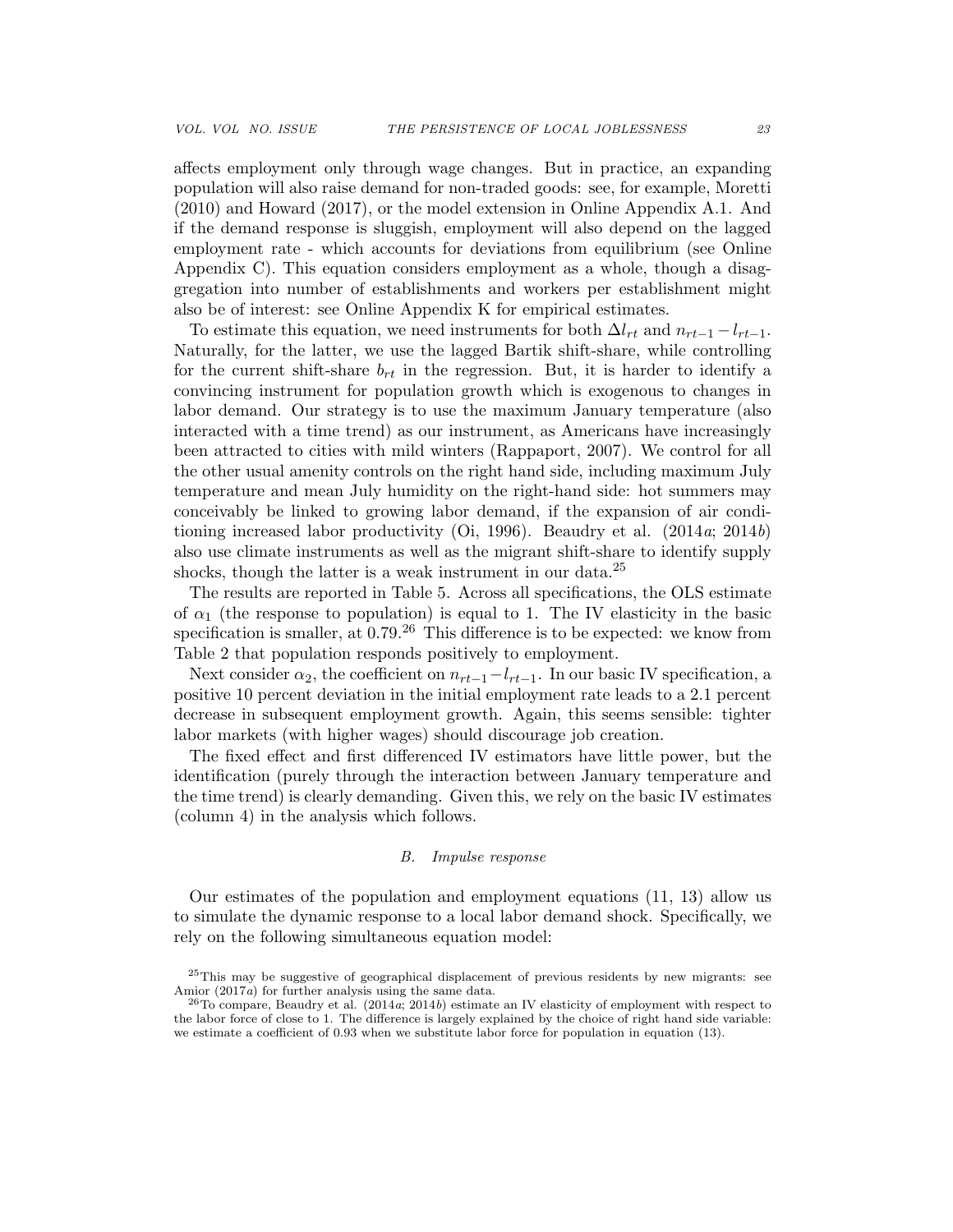affects employment only through wage changes. But in practice, an expanding population will also raise demand for non-traded goods: see, for example, Moretti (2010) and Howard (2017), or the model extension in Online Appendix A.1. And if the demand response is sluggish, employment will also depend on the lagged employment rate - which accounts for deviations from equilibrium (see Online Appendix C). This equation considers employment as a whole, though a disaggregation into number of establishments and workers per establishment might also be of interest: see Online Appendix K for empirical estimates.

To estimate this equation, we need instruments for both $\Delta l_{rt}$ and $n_{rt-1} - l_{rt-1}$. Naturally, for the latter, we use the lagged Bartik shift-share, while controlling for the current shift-share $b_{rt}$ in the regression. But, it is harder to identify a convincing instrument for population growth which is exogenous to changes in labor demand. Our strategy is to use the maximum January temperature (also interacted with a time trend) as our instrument, as Americans have increasingly been attracted to cities with mild winters (Rappaport, 2007). We control for all the other usual amenity controls on the right hand side, including maximum July temperature and mean July humidity on the right-hand side: hot summers may conceivably be linked to growing labor demand, if the expansion of air conditioning increased labor productivity (Oi, 1996). Beaudry et al. (2014*a*; 2014*b*) also use climate instruments as well as the migrant shift-share to identify supply shocks, though the latter is a weak instrument in our data.[25]

The results are reported in Table 5. Across all specifications, the OLS estimate of $\alpha_1$ (the response to population) is equal to 1. The IV elasticity in the basic specification is smaller, at 0.79.[26] This difference is to be expected: we know from Table 2 that population responds positively to employment.

Next consider $\alpha_2$, the coefficient on $n_{rt-1} - l_{rt-1}$. In our basic IV specification, a positive 10 percent deviation in the initial employment rate leads to a 2.1 percent decrease in subsequent employment growth. Again, this seems sensible: tighter labor markets (with higher wages) should discourage job creation.

The fixed effect and first differenced IV estimators have little power, but the identification (purely through the interaction between January temperature and the time trend) is clearly demanding. Given this, we rely on the basic IV estimates (column 4) in the analysis which follows.

### B. *Impulse response*

Our estimates of the population and employment equations (11, 13) allow us to simulate the dynamic response to a local labor demand shock. Specifically, we rely on the following simultaneous equation model:

[25] This may be suggestive of geographical displacement of previous residents by new migrants: see Amior (2017*a*) for further analysis using the same data.

[26] To compare, Beaudry et al. (2014*a*; 2014*b*) estimate an IV elasticity of employment with respect to the labor force of close to 1. The difference is largely explained by the choice of right hand side variable: we estimate a coefficient of 0.93 when we substitute labor force for population in equation (13).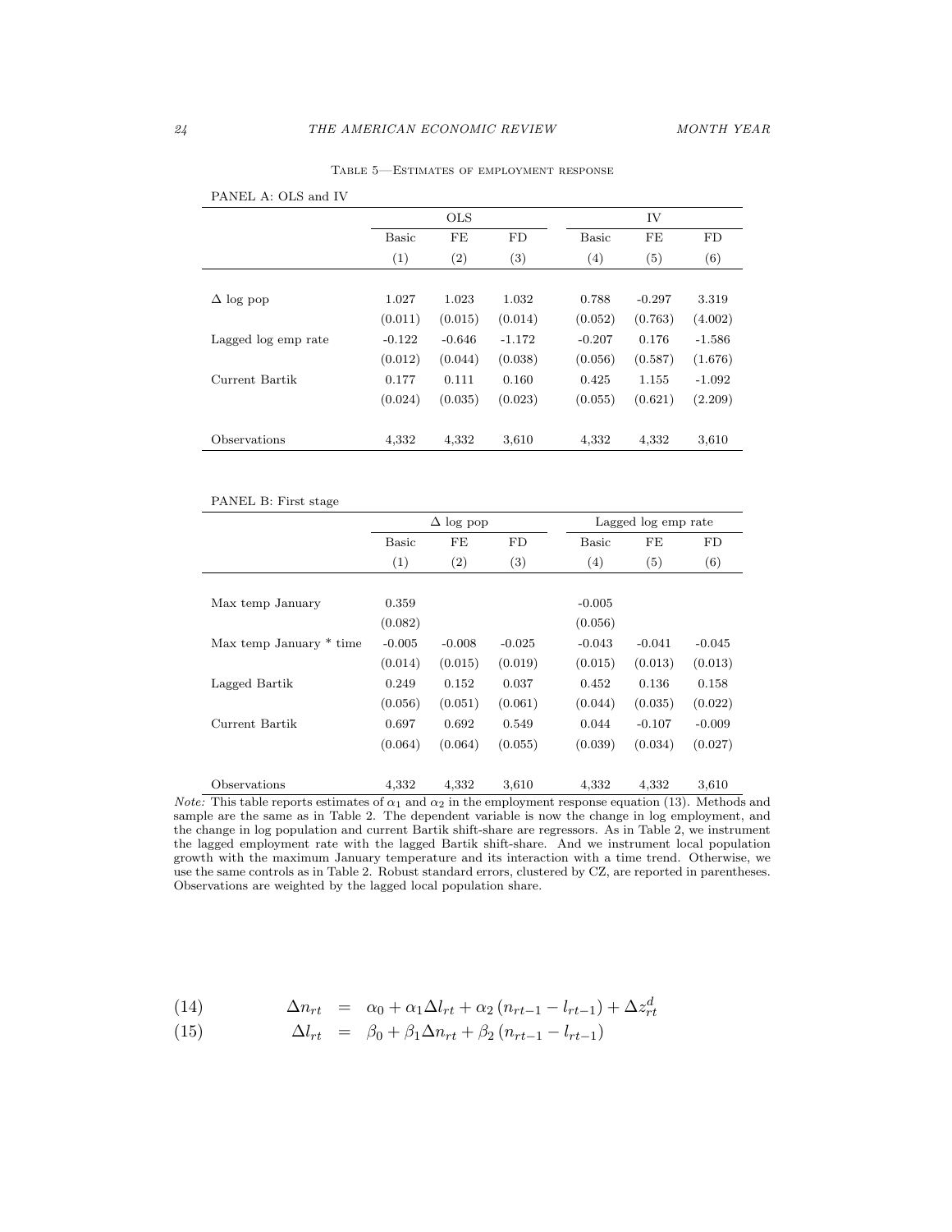Table 5—Estimates of employment response

PANEL A: OLS and IV

| | OLS | | | IV | | |
|---|---|---|---|---|---|---|
| | Basic | FE | FD | Basic | FE | FD |
| | (1) | (2) | (3) | (4) | (5) | (6) |
| $\Delta$ log pop | 1.027 | 1.023 | 1.032 | 0.788 | -0.297 | 3.319 |
| | (0.011) | (0.015) | (0.014) | (0.052) | (0.763) | (4.002) |
| Lagged log emp rate | -0.122 | -0.646 | -1.172 | -0.207 | 0.176 | -1.586 |
| | (0.012) | (0.044) | (0.038) | (0.056) | (0.587) | (1.676) |
| Current Bartik | 0.177 | 0.111 | 0.160 | 0.425 | 1.155 | -1.092 |
| | (0.024) | (0.035) | (0.023) | (0.055) | (0.621) | (2.209) |
| Observations | 4,332 | 4,332 | 3,610 | 4,332 | 4,332 | 3,610 |

PANEL B: First stage

| | $\Delta$ log pop | | | Lagged log emp rate | | |
|---|---|---|---|---|---|---|
| | Basic | FE | FD | Basic | FE | FD |
| | (1) | (2) | (3) | (4) | (5) | (6) |
| Max temp January | 0.359 | | | -0.005 | | |
| | (0.082) | | | (0.056) | | |
| Max temp January * time | -0.005 | -0.008 | -0.025 | -0.043 | -0.041 | -0.045 |
| | (0.014) | (0.015) | (0.019) | (0.015) | (0.013) | (0.013) |
| Lagged Bartik | 0.249 | 0.152 | 0.037 | 0.452 | 0.136 | 0.158 |
| | (0.056) | (0.051) | (0.061) | (0.044) | (0.035) | (0.022) |
| Current Bartik | 0.697 | 0.692 | 0.549 | 0.044 | -0.107 | -0.009 |
| | (0.064) | (0.064) | (0.055) | (0.039) | (0.034) | (0.027) |
| Observations | 4,332 | 4,332 | 3,610 | 4,332 | 4,332 | 3,610 |

*Note:* This table reports estimates of $\alpha_1$ and $\alpha_2$ in the employment response equation (13). Methods and sample are the same as in Table 2. The dependent variable is now the change in log employment, and the change in log population and current Bartik shift-share are regressors. As in Table 2, we instrument the lagged employment rate with the lagged Bartik shift-share. And we instrument local population growth with the maximum January temperature and its interaction with a time trend. Otherwise, we use the same controls as in Table 2. Robust standard errors, clustered by CZ, are reported in parentheses. Observations are weighted by the lagged local population share.

$$\Delta n_{rt} = \alpha_0 + \alpha_1 \Delta l_{rt} + \alpha_2 \left( n_{rt-1} - l_{rt-1} \right) + \Delta z_{rt}^d \tag{14}$$

$$\Delta l_{rt} = \beta_0 + \beta_1 \Delta n_{rt} + \beta_2 \left( n_{rt-1} - l_{rt-1} \right) \tag{15}$$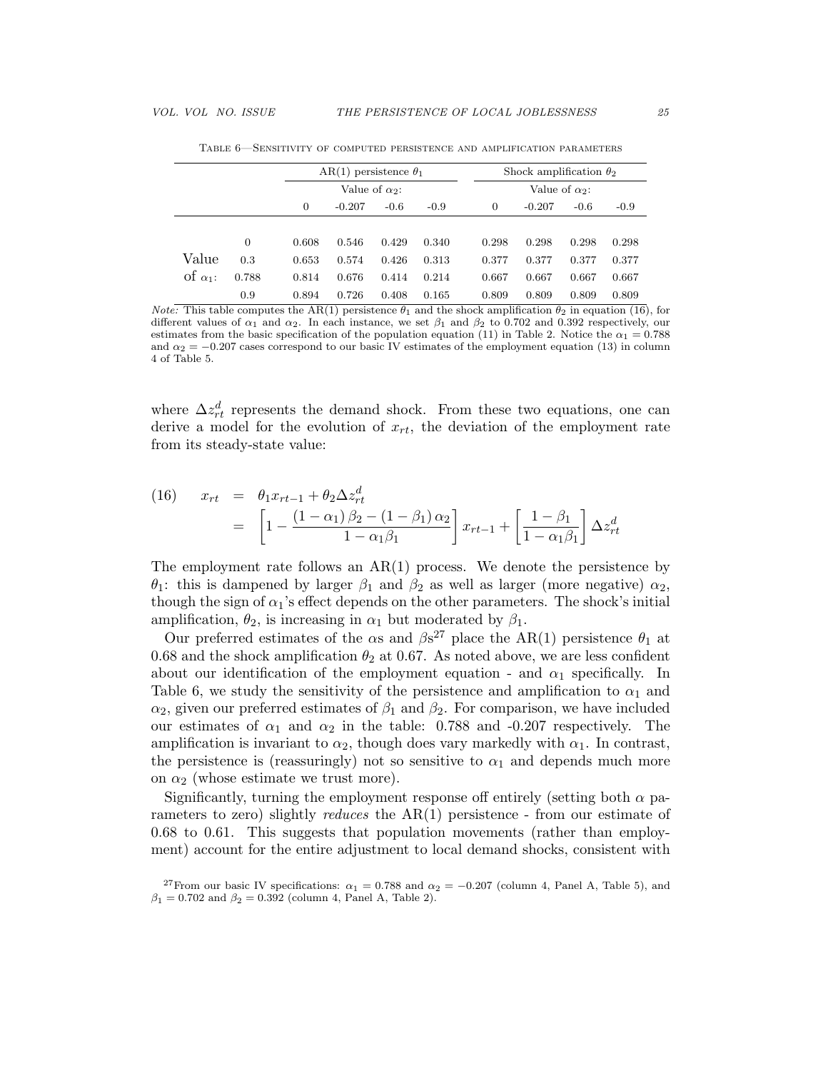Table 6—Sensitivity of computed persistence and amplification parameters

| | | AR(1) persistence $\theta_1$ | | | | Shock amplification $\theta_2$ | | | |
|---|---|---|---|---|---|---|---|---|---|
| | | Value of $\alpha_2$: | | | | Value of $\alpha_2$: | | | |
| | | 0 | -0.207 | -0.6 | -0.9 | 0 | -0.207 | -0.6 | -0.9 |
| | 0 | 0.608 | 0.546 | 0.429 | 0.340 | 0.298 | 0.298 | 0.298 | 0.298 |
| Value | 0.3 | 0.653 | 0.574 | 0.426 | 0.313 | 0.377 | 0.377 | 0.377 | 0.377 |
| of $\alpha_1$: | 0.788 | 0.814 | 0.676 | 0.414 | 0.214 | 0.667 | 0.667 | 0.667 | 0.667 |
| | 0.9 | 0.894 | 0.726 | 0.408 | 0.165 | 0.809 | 0.809 | 0.809 | 0.809 |

*Note:* This table computes the AR(1) persistence $\theta_1$ and the shock amplification $\theta_2$ in equation (16), for different values of $\alpha_1$ and $\alpha_2$. In each instance, we set $\beta_1$ and $\beta_2$ to 0.702 and 0.392 respectively, our estimates from the basic specification of the population equation (11) in Table 2. Notice the $\alpha_1 = 0.788$ and $\alpha_2 = -0.207$ cases correspond to our basic IV estimates of the employment equation (13) in column 4 of Table 5.

where $\Delta z_{rt}^d$ represents the demand shock. From these two equations, one can derive a model for the evolution of $x_{rt}$, the deviation of the employment rate from its steady-state value:

$$
\begin{aligned}
(16) \qquad x_{rt} &= \theta_1 x_{rt-1} + \theta_2 \Delta z_{rt}^d \\
&= \left[1 - \frac{(1-\alpha_1)\beta_2 - (1-\beta_1)\alpha_2}{1-\alpha_1\beta_1}\right] x_{rt-1} + \left[\frac{1-\beta_1}{1-\alpha_1\beta_1}\right] \Delta z_{rt}^d
\end{aligned}
$$

The employment rate follows an AR(1) process. We denote the persistence by $\theta_1$: this is dampened by larger $\beta_1$ and $\beta_2$ as well as larger (more negative) $\alpha_2$, though the sign of $\alpha_1$'s effect depends on the other parameters. The shock's initial amplification, $\theta_2$, is increasing in $\alpha_1$ but moderated by $\beta_1$.

Our preferred estimates of the $\alpha$s and $\beta$s[27] place the AR(1) persistence $\theta_1$ at 0.68 and the shock amplification $\theta_2$ at 0.67. As noted above, we are less confident about our identification of the employment equation - and $\alpha_1$ specifically. In Table 6, we study the sensitivity of the persistence and amplification to $\alpha_1$ and $\alpha_2$, given our preferred estimates of $\beta_1$ and $\beta_2$. For comparison, we have included our estimates of $\alpha_1$ and $\alpha_2$ in the table: 0.788 and -0.207 respectively. The amplification is invariant to $\alpha_2$, though does vary markedly with $\alpha_1$. In contrast, the persistence is (reassuringly) not so sensitive to $\alpha_1$ and depends much more on $\alpha_2$ (whose estimate we trust more).

Significantly, turning the employment response off entirely (setting both $\alpha$ parameters to zero) slightly *reduces* the AR(1) persistence - from our estimate of 0.68 to 0.61. This suggests that population movements (rather than employment) account for the entire adjustment to local demand shocks, consistent with

[27] From our basic IV specifications: $\alpha_1 = 0.788$ and $\alpha_2 = -0.207$ (column 4, Panel A, Table 5), and $\beta_1 = 0.702$ and $\beta_2 = 0.392$ (column 4, Panel A, Table 2).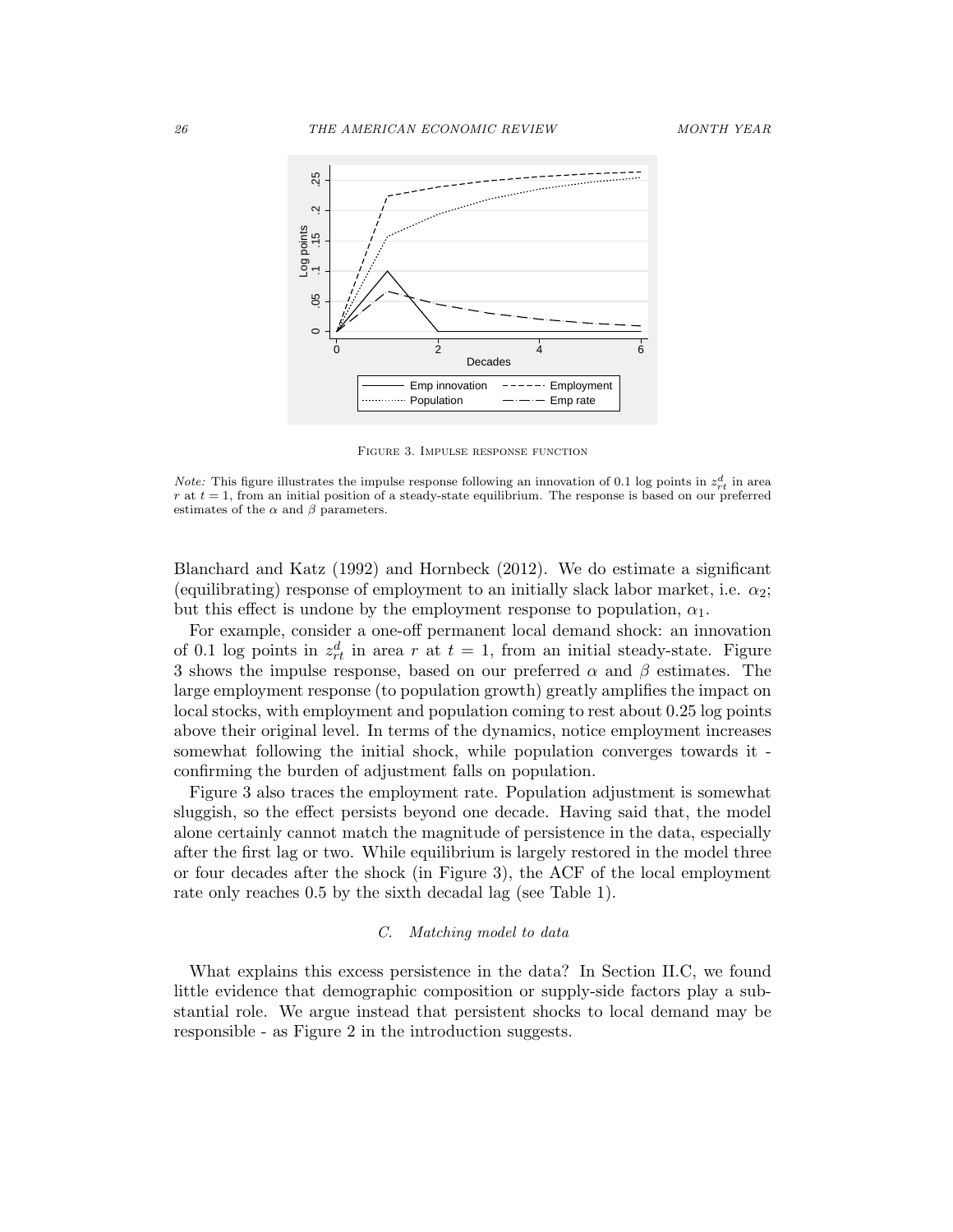FIGURE 3. IMPULSE RESPONSE FUNCTION

*Note:* This figure illustrates the impulse response following an innovation of 0.1 log points in $z^d_{rt}$ in area $r$ at $t = 1$, from an initial position of a steady-state equilibrium. The response is based on our preferred estimates of the $\alpha$ and $\beta$ parameters.

Blanchard and Katz (1992) and Hornbeck (2012). We do estimate a significant (equilibrating) response of employment to an initially slack labor market, i.e. $\alpha_2$; but this effect is undone by the employment response to population, $\alpha_1$.

For example, consider a one-off permanent local demand shock: an innovation of 0.1 log points in $z^d_{rt}$ in area $r$ at $t = 1$, from an initial steady-state. Figure 3 shows the impulse response, based on our preferred $\alpha$ and $\beta$ estimates. The large employment response (to population growth) greatly amplifies the impact on local stocks, with employment and population coming to rest about 0.25 log points above their original level. In terms of the dynamics, notice employment increases somewhat following the initial shock, while population converges towards it - confirming the burden of adjustment falls on population.

Figure 3 also traces the employment rate. Population adjustment is somewhat sluggish, so the effect persists beyond one decade. Having said that, the model alone certainly cannot match the magnitude of persistence in the data, especially after the first lag or two. While equilibrium is largely restored in the model three or four decades after the shock (in Figure 3), the ACF of the local employment rate only reaches 0.5 by the sixth decadal lag (see Table 1).

### *C. Matching model to data*

What explains this excess persistence in the data? In Section II.C, we found little evidence that demographic composition or supply-side factors play a substantial role. We argue instead that persistent shocks to local demand may be responsible - as Figure 2 in the introduction suggests.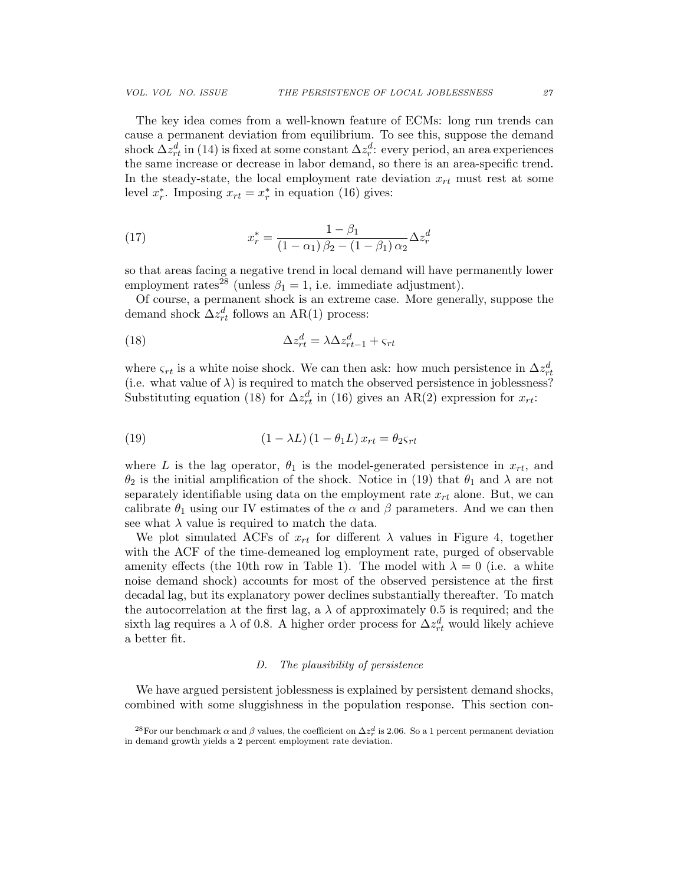The key idea comes from a well-known feature of ECMs: long run trends can cause a permanent deviation from equilibrium. To see this, suppose the demand shock $\Delta z_{rt}^{d}$ in (14) is fixed at some constant $\Delta z_{r}^{d}$: every period, an area experiences the same increase or decrease in labor demand, so there is an area-specific trend. In the steady-state, the local employment rate deviation $x_{rt}$ must rest at some level $x_{r}^{*}$. Imposing $x_{rt} = x_{r}^{*}$ in equation (16) gives:

$$x_{r}^{*} = \frac{1 - \beta_1}{\left(1 - \alpha_1\right)\beta_2 - \left(1 - \beta_1\right)\alpha_2}\Delta z_{r}^{d} \tag{17}$$

so that areas facing a negative trend in local demand will have permanently lower employment rates[28] (unless $\beta_1 = 1$, i.e. immediate adjustment).

Of course, a permanent shock is an extreme case. More generally, suppose the demand shock $\Delta z_{rt}^{d}$ follows an AR(1) process:

$$\Delta z_{rt}^{d} = \lambda \Delta z_{rt-1}^{d} + \varsigma_{rt} \tag{18}$$

where $\varsigma_{rt}$ is a white noise shock. We can then ask: how much persistence in $\Delta z_{rt}^{d}$ (i.e. what value of $\lambda$) is required to match the observed persistence in joblessness? Substituting equation (18) for $\Delta z_{rt}^{d}$ in (16) gives an AR(2) expression for $x_{rt}$:

$$\left(1 - \lambda L\right)\left(1 - \theta_1 L\right) x_{rt} = \theta_2 \varsigma_{rt} \tag{19}$$

where $L$ is the lag operator, $\theta_1$ is the model-generated persistence in $x_{rt}$, and $\theta_2$ is the initial amplification of the shock. Notice in (19) that $\theta_1$ and $\lambda$ are not separately identifiable using data on the employment rate $x_{rt}$ alone. But, we can calibrate $\theta_1$ using our IV estimates of the $\alpha$ and $\beta$ parameters. And we can then see what $\lambda$ value is required to match the data.

We plot simulated ACFs of $x_{rt}$ for different $\lambda$ values in Figure 4, together with the ACF of the time-demeaned log employment rate, purged of observable amenity effects (the 10th row in Table 1). The model with $\lambda = 0$ (i.e. a white noise demand shock) accounts for most of the observed persistence at the first decadal lag, but its explanatory power declines substantially thereafter. To match the autocorrelation at the first lag, a $\lambda$ of approximately 0.5 is required; and the sixth lag requires a $\lambda$ of 0.8. A higher order process for $\Delta z_{rt}^{d}$ would likely achieve a better fit.

### D. *The plausibility of persistence*

We have argued persistent joblessness is explained by persistent demand shocks, combined with some sluggishness in the population response. This section con-

[28] For our benchmark $\alpha$ and $\beta$ values, the coefficient on $\Delta z_{r}^{d}$ is 2.06. So a 1 percent permanent deviation in demand growth yields a 2 percent employment rate deviation.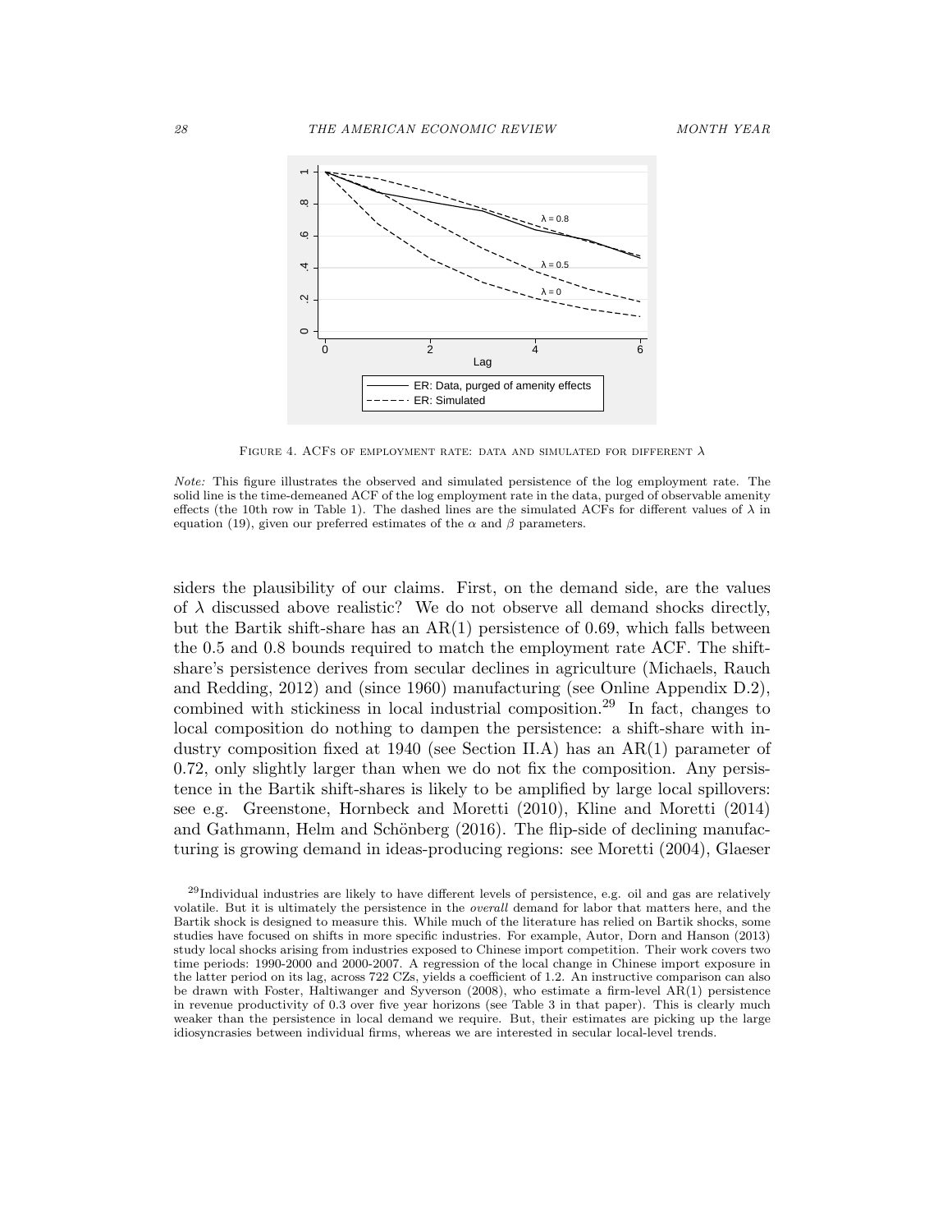FIGURE 4. ACFS OF EMPLOYMENT RATE: DATA AND SIMULATED FOR DIFFERENT $\lambda$

*Note:* This figure illustrates the observed and simulated persistence of the log employment rate. The solid line is the time-demeaned ACF of the log employment rate in the data, purged of observable amenity effects (the 10th row in Table 1). The dashed lines are the simulated ACFs for different values of $\lambda$ in equation (19), given our preferred estimates of the $\alpha$ and $\beta$ parameters.

siders the plausibility of our claims. First, on the demand side, are the values of $\lambda$ discussed above realistic? We do not observe all demand shocks directly, but the Bartik shift-share has an AR(1) persistence of 0.69, which falls between the 0.5 and 0.8 bounds required to match the employment rate ACF. The shift-share's persistence derives from secular declines in agriculture (Michaels, Rauch and Redding, 2012) and (since 1960) manufacturing (see Online Appendix D.2), combined with stickiness in local industrial composition.[29] In fact, changes to local composition do nothing to dampen the persistence: a shift-share with industry composition fixed at 1940 (see Section II.A) has an AR(1) parameter of 0.72, only slightly larger than when we do not fix the composition. Any persistence in the Bartik shift-shares is likely to be amplified by large local spillovers: see e.g. Greenstone, Hornbeck and Moretti (2010), Kline and Moretti (2014) and Gathmann, Helm and Schönberg (2016). The flip-side of declining manufacturing is growing demand in ideas-producing regions: see Moretti (2004), Glaeser

[29]Individual industries are likely to have different levels of persistence, e.g. oil and gas are relatively volatile. But it is ultimately the persistence in the *overall* demand for labor that matters here, and the Bartik shock is designed to measure this. While much of the literature has relied on Bartik shocks, some studies have focused on shifts in more specific industries. For example, Autor, Dorn and Hanson (2013) study local shocks arising from industries exposed to Chinese import competition. Their work covers two time periods: 1990-2000 and 2000-2007. A regression of the local change in Chinese import exposure in the latter period on its lag, across 722 CZs, yields a coefficient of 1.2. An instructive comparison can also be drawn with Foster, Haltiwanger and Syverson (2008), who estimate a firm-level AR(1) persistence in revenue productivity of 0.3 over five year horizons (see Table 3 in that paper). This is clearly much weaker than the persistence in local demand we require. But, their estimates are picking up the large idiosyncrasies between individual firms, whereas we are interested in secular local-level trends.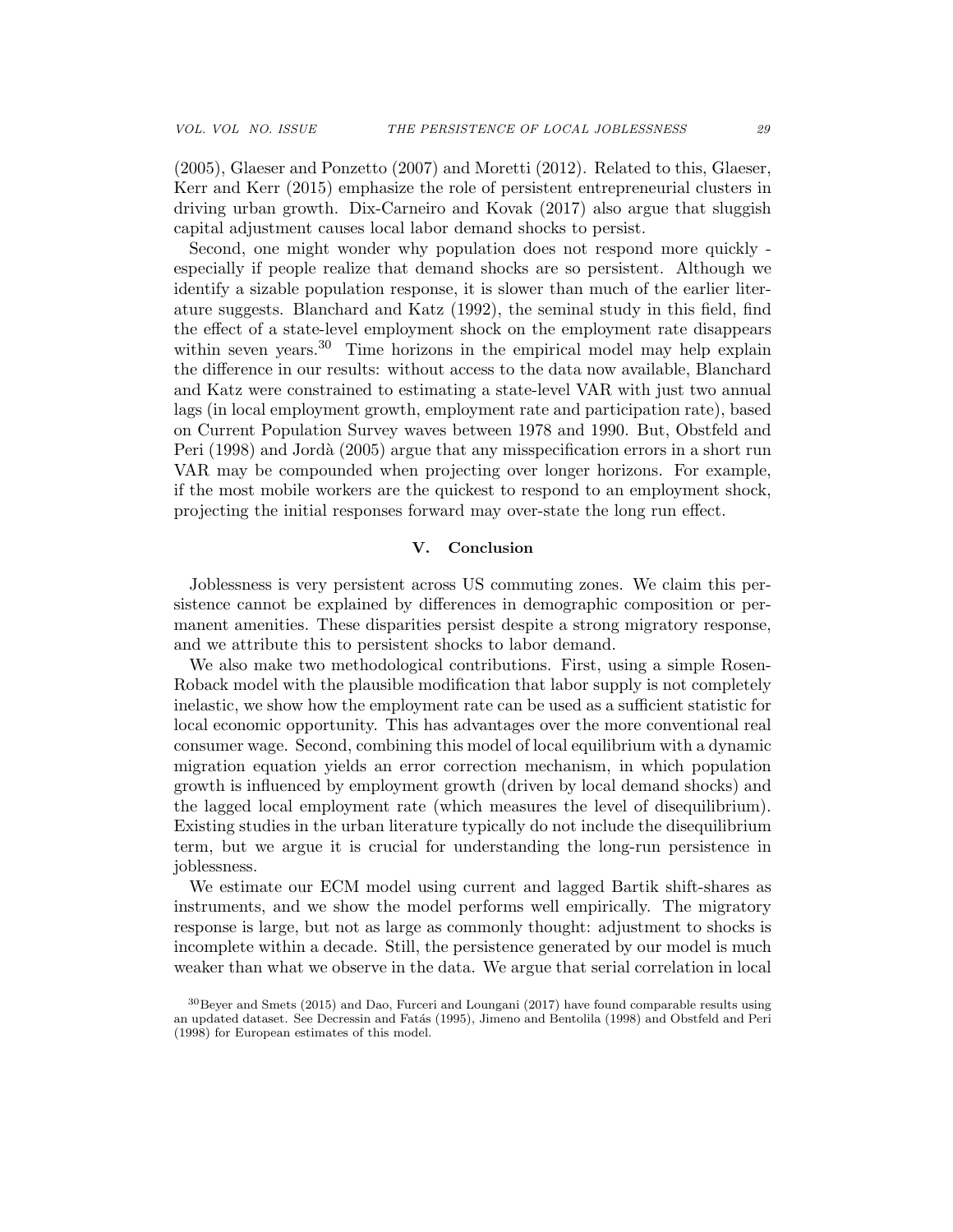(2005), Glaeser and Ponzetto (2007) and Moretti (2012). Related to this, Glaeser, Kerr and Kerr (2015) emphasize the role of persistent entrepreneurial clusters in driving urban growth. Dix-Carneiro and Kovak (2017) also argue that sluggish capital adjustment causes local labor demand shocks to persist.

Second, one might wonder why population does not respond more quickly - especially if people realize that demand shocks are so persistent. Although we identify a sizable population response, it is slower than much of the earlier literature suggests. Blanchard and Katz (1992), the seminal study in this field, find the effect of a state-level employment shock on the employment rate disappears within seven years.[30] Time horizons in the empirical model may help explain the difference in our results: without access to the data now available, Blanchard and Katz were constrained to estimating a state-level VAR with just two annual lags (in local employment growth, employment rate and participation rate), based on Current Population Survey waves between 1978 and 1990. But, Obstfeld and Peri (1998) and Jordà (2005) argue that any misspecification errors in a short run VAR may be compounded when projecting over longer horizons. For example, if the most mobile workers are the quickest to respond to an employment shock, projecting the initial responses forward may over-state the long run effect.

## V. Conclusion

Joblessness is very persistent across US commuting zones. We claim this persistence cannot be explained by differences in demographic composition or permanent amenities. These disparities persist despite a strong migratory response, and we attribute this to persistent shocks to labor demand.

We also make two methodological contributions. First, using a simple Rosen-Roback model with the plausible modification that labor supply is not completely inelastic, we show how the employment rate can be used as a sufficient statistic for local economic opportunity. This has advantages over the more conventional real consumer wage. Second, combining this model of local equilibrium with a dynamic migration equation yields an error correction mechanism, in which population growth is influenced by employment growth (driven by local demand shocks) and the lagged local employment rate (which measures the level of disequilibrium). Existing studies in the urban literature typically do not include the disequilibrium term, but we argue it is crucial for understanding the long-run persistence in joblessness.

We estimate our ECM model using current and lagged Bartik shift-shares as instruments, and we show the model performs well empirically. The migratory response is large, but not as large as commonly thought: adjustment to shocks is incomplete within a decade. Still, the persistence generated by our model is much weaker than what we observe in the data. We argue that serial correlation in local

[30] Beyer and Smets (2015) and Dao, Furceri and Loungani (2017) have found comparable results using an updated dataset. See Decressin and Fatás (1995), Jimeno and Bentolila (1998) and Obstfeld and Peri (1998) for European estimates of this model.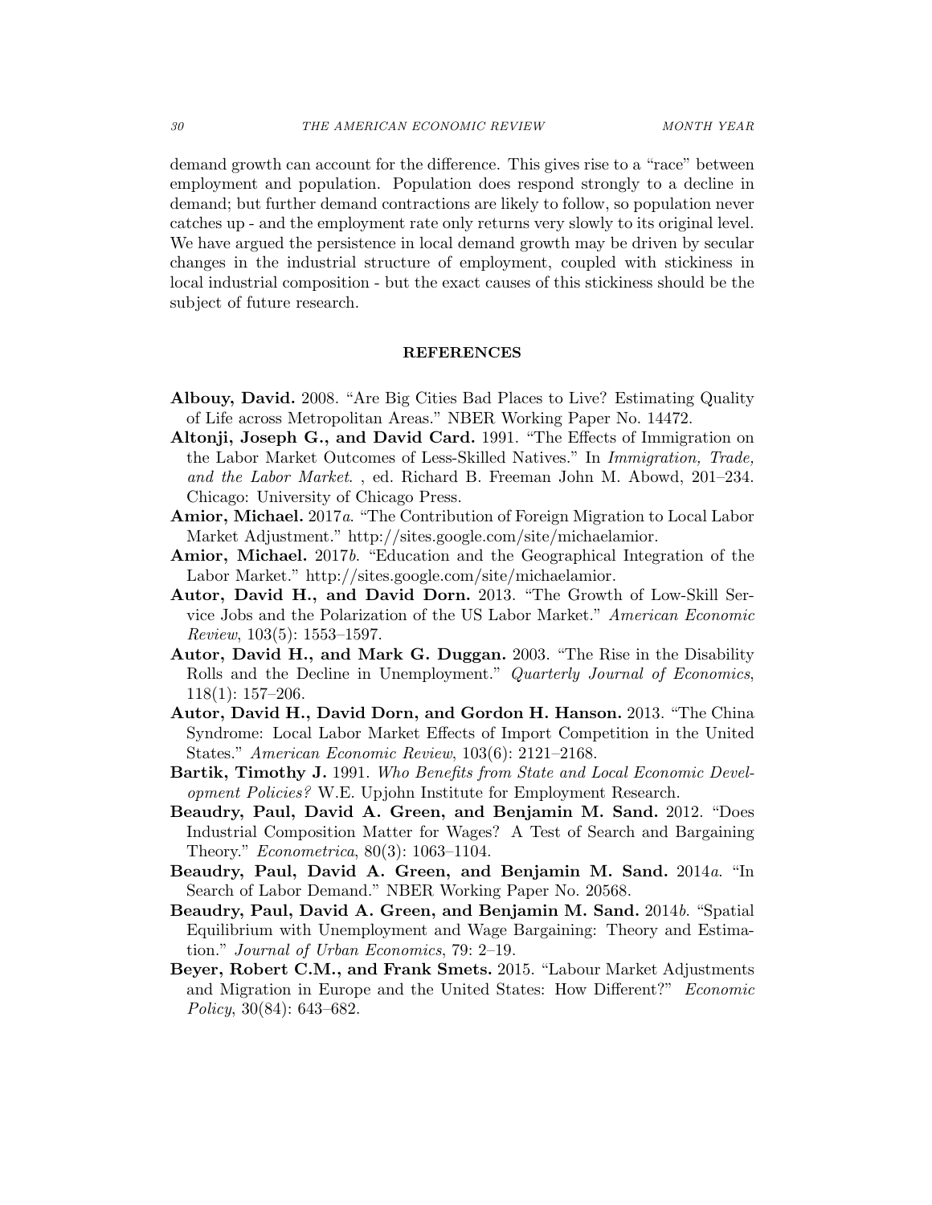demand growth can account for the difference. This gives rise to a "race" between employment and population. Population does respond strongly to a decline in demand; but further demand contractions are likely to follow, so population never catches up - and the employment rate only returns very slowly to its original level. We have argued the persistence in local demand growth may be driven by secular changes in the industrial structure of employment, coupled with stickiness in local industrial composition - but the exact causes of this stickiness should be the subject of future research.

## REFERENCES

**Albouy, David.** 2008. "Are Big Cities Bad Places to Live? Estimating Quality of Life across Metropolitan Areas." NBER Working Paper No. 14472.

**Altonji, Joseph G., and David Card.** 1991. "The Effects of Immigration on the Labor Market Outcomes of Less-Skilled Natives." In *Immigration, Trade, and the Labor Market.* , ed. Richard B. Freeman John M. Abowd, 201–234. Chicago: University of Chicago Press.

**Amior, Michael.** 2017*a*. "The Contribution of Foreign Migration to Local Labor Market Adjustment." http://sites.google.com/site/michaelamior.

**Amior, Michael.** 2017*b*. "Education and the Geographical Integration of the Labor Market." http://sites.google.com/site/michaelamior.

**Autor, David H., and David Dorn.** 2013. "The Growth of Low-Skill Service Jobs and the Polarization of the US Labor Market." *American Economic Review*, 103(5): 1553–1597.

**Autor, David H., and Mark G. Duggan.** 2003. "The Rise in the Disability Rolls and the Decline in Unemployment." *Quarterly Journal of Economics*, 118(1): 157–206.

**Autor, David H., David Dorn, and Gordon H. Hanson.** 2013. "The China Syndrome: Local Labor Market Effects of Import Competition in the United States." *American Economic Review*, 103(6): 2121–2168.

**Bartik, Timothy J.** 1991. *Who Benefits from State and Local Economic Development Policies?* W.E. Upjohn Institute for Employment Research.

**Beaudry, Paul, David A. Green, and Benjamin M. Sand.** 2012. "Does Industrial Composition Matter for Wages? A Test of Search and Bargaining Theory." *Econometrica*, 80(3): 1063–1104.

**Beaudry, Paul, David A. Green, and Benjamin M. Sand.** 2014*a*. "In Search of Labor Demand." NBER Working Paper No. 20568.

**Beaudry, Paul, David A. Green, and Benjamin M. Sand.** 2014*b*. "Spatial Equilibrium with Unemployment and Wage Bargaining: Theory and Estimation." *Journal of Urban Economics*, 79: 2–19.

**Beyer, Robert C.M., and Frank Smets.** 2015. "Labour Market Adjustments and Migration in Europe and the United States: How Different?" *Economic Policy*, 30(84): 643–682.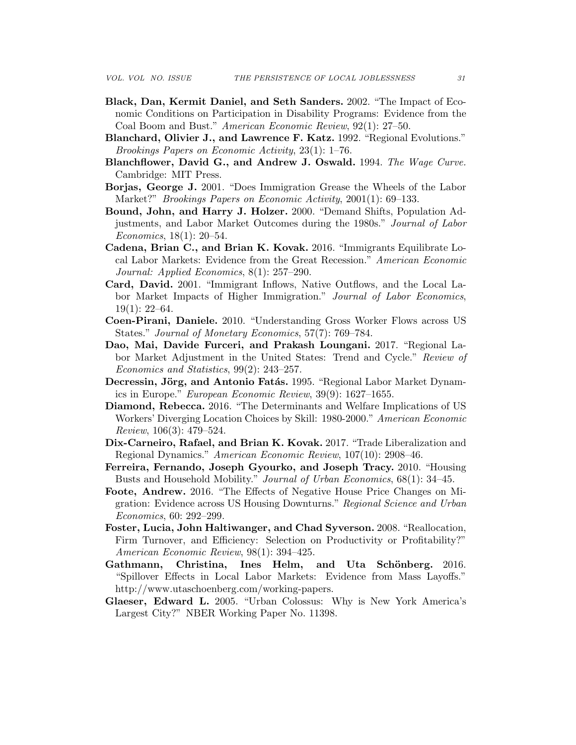**Black, Dan, Kermit Daniel, and Seth Sanders.** 2002. "The Impact of Economic Conditions on Participation in Disability Programs: Evidence from the Coal Boom and Bust." *American Economic Review*, 92(1): 27–50.

**Blanchard, Olivier J., and Lawrence F. Katz.** 1992. "Regional Evolutions." *Brookings Papers on Economic Activity*, 23(1): 1–76.

**Blanchflower, David G., and Andrew J. Oswald.** 1994. *The Wage Curve.* Cambridge: MIT Press.

**Borjas, George J.** 2001. "Does Immigration Grease the Wheels of the Labor Market?" *Brookings Papers on Economic Activity*, 2001(1): 69–133.

**Bound, John, and Harry J. Holzer.** 2000. "Demand Shifts, Population Adjustments, and Labor Market Outcomes during the 1980s." *Journal of Labor Economics*, 18(1): 20–54.

**Cadena, Brian C., and Brian K. Kovak.** 2016. "Immigrants Equilibrate Local Labor Markets: Evidence from the Great Recession." *American Economic Journal: Applied Economics*, 8(1): 257–290.

**Card, David.** 2001. "Immigrant Inflows, Native Outflows, and the Local Labor Market Impacts of Higher Immigration." *Journal of Labor Economics*, 19(1): 22–64.

**Coen-Pirani, Daniele.** 2010. "Understanding Gross Worker Flows across US States." *Journal of Monetary Economics*, 57(7): 769–784.

**Dao, Mai, Davide Furceri, and Prakash Loungani.** 2017. "Regional Labor Market Adjustment in the United States: Trend and Cycle." *Review of Economics and Statistics*, 99(2): 243–257.

**Decressin, Jörg, and Antonio Fatás.** 1995. "Regional Labor Market Dynamics in Europe." *European Economic Review*, 39(9): 1627–1655.

**Diamond, Rebecca.** 2016. "The Determinants and Welfare Implications of US Workers' Diverging Location Choices by Skill: 1980-2000." *American Economic Review*, 106(3): 479–524.

**Dix-Carneiro, Rafael, and Brian K. Kovak.** 2017. "Trade Liberalization and Regional Dynamics." *American Economic Review*, 107(10): 2908–46.

**Ferreira, Fernando, Joseph Gyourko, and Joseph Tracy.** 2010. "Housing Busts and Household Mobility." *Journal of Urban Economics*, 68(1): 34–45.

**Foote, Andrew.** 2016. "The Effects of Negative House Price Changes on Migration: Evidence across US Housing Downturns." *Regional Science and Urban Economics*, 60: 292–299.

**Foster, Lucia, John Haltiwanger, and Chad Syverson.** 2008. "Reallocation, Firm Turnover, and Efficiency: Selection on Productivity or Profitability?" *American Economic Review*, 98(1): 394–425.

**Gathmann, Christina, Ines Helm, and Uta Schönberg.** 2016. "Spillover Effects in Local Labor Markets: Evidence from Mass Layoffs." http://www.utaschoenberg.com/working-papers.

**Glaeser, Edward L.** 2005. "Urban Colossus: Why is New York America's Largest City?" NBER Working Paper No. 11398.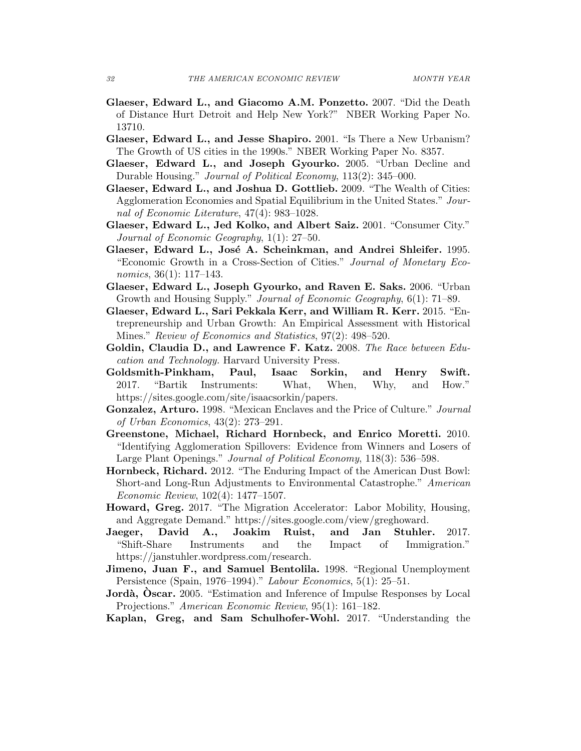**Glaeser, Edward L., and Giacomo A.M. Ponzetto.** 2007. "Did the Death of Distance Hurt Detroit and Help New York?" NBER Working Paper No. 13710.

**Glaeser, Edward L., and Jesse Shapiro.** 2001. "Is There a New Urbanism? The Growth of US cities in the 1990s." NBER Working Paper No. 8357.

**Glaeser, Edward L., and Joseph Gyourko.** 2005. "Urban Decline and Durable Housing." *Journal of Political Economy*, 113(2): 345–000.

**Glaeser, Edward L., and Joshua D. Gottlieb.** 2009. "The Wealth of Cities: Agglomeration Economies and Spatial Equilibrium in the United States." *Journal of Economic Literature*, 47(4): 983–1028.

**Glaeser, Edward L., Jed Kolko, and Albert Saiz.** 2001. "Consumer City." *Journal of Economic Geography*, 1(1): 27–50.

**Glaeser, Edward L., José A. Scheinkman, and Andrei Shleifer.** 1995. "Economic Growth in a Cross-Section of Cities." *Journal of Monetary Economics*, 36(1): 117–143.

**Glaeser, Edward L., Joseph Gyourko, and Raven E. Saks.** 2006. "Urban Growth and Housing Supply." *Journal of Economic Geography*, 6(1): 71–89.

**Glaeser, Edward L., Sari Pekkala Kerr, and William R. Kerr.** 2015. "Entrepreneurship and Urban Growth: An Empirical Assessment with Historical Mines." *Review of Economics and Statistics*, 97(2): 498–520.

**Goldin, Claudia D., and Lawrence F. Katz.** 2008. *The Race between Education and Technology.* Harvard University Press.

**Goldsmith-Pinkham, Paul, Isaac Sorkin, and Henry Swift.** 2017. "Bartik Instruments: What, When, Why, and How." https://sites.google.com/site/isaacsorkin/papers.

**Gonzalez, Arturo.** 1998. "Mexican Enclaves and the Price of Culture." *Journal of Urban Economics*, 43(2): 273–291.

**Greenstone, Michael, Richard Hornbeck, and Enrico Moretti.** 2010. "Identifying Agglomeration Spillovers: Evidence from Winners and Losers of Large Plant Openings." *Journal of Political Economy*, 118(3): 536–598.

**Hornbeck, Richard.** 2012. "The Enduring Impact of the American Dust Bowl: Short-and Long-Run Adjustments to Environmental Catastrophe." *American Economic Review*, 102(4): 1477–1507.

**Howard, Greg.** 2017. "The Migration Accelerator: Labor Mobility, Housing, and Aggregate Demand." https://sites.google.com/view/greghoward.

**Jaeger, David A., Joakim Ruist, and Jan Stuhler.** 2017. "Shift-Share Instruments and the Impact of Immigration." https://janstuhler.wordpress.com/research.

**Jimeno, Juan F., and Samuel Bentolila.** 1998. "Regional Unemployment Persistence (Spain, 1976–1994)." *Labour Economics*, 5(1): 25–51.

**Jordà, Òscar.** 2005. "Estimation and Inference of Impulse Responses by Local Projections." *American Economic Review*, 95(1): 161–182.

**Kaplan, Greg, and Sam Schulhofer-Wohl.** 2017. "Understanding the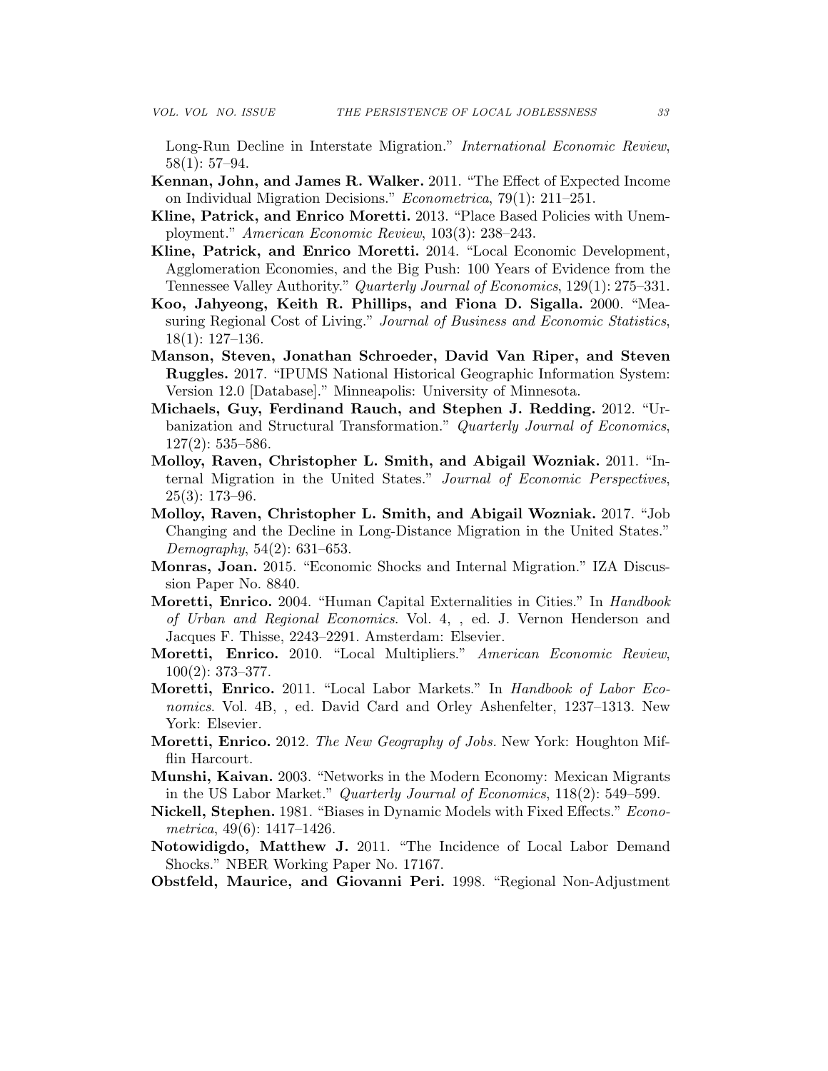Long-Run Decline in Interstate Migration." *International Economic Review*, 58(1): 57–94.

**Kennan, John, and James R. Walker.** 2011. "The Effect of Expected Income on Individual Migration Decisions." *Econometrica*, 79(1): 211–251.

**Kline, Patrick, and Enrico Moretti.** 2013. "Place Based Policies with Unemployment." *American Economic Review*, 103(3): 238–243.

**Kline, Patrick, and Enrico Moretti.** 2014. "Local Economic Development, Agglomeration Economies, and the Big Push: 100 Years of Evidence from the Tennessee Valley Authority." *Quarterly Journal of Economics*, 129(1): 275–331.

**Koo, Jahyeong, Keith R. Phillips, and Fiona D. Sigalla.** 2000. "Measuring Regional Cost of Living." *Journal of Business and Economic Statistics*, 18(1): 127–136.

**Manson, Steven, Jonathan Schroeder, David Van Riper, and Steven Ruggles.** 2017. "IPUMS National Historical Geographic Information System: Version 12.0 [Database]." Minneapolis: University of Minnesota.

**Michaels, Guy, Ferdinand Rauch, and Stephen J. Redding.** 2012. "Urbanization and Structural Transformation." *Quarterly Journal of Economics*, 127(2): 535–586.

**Molloy, Raven, Christopher L. Smith, and Abigail Wozniak.** 2011. "Internal Migration in the United States." *Journal of Economic Perspectives*, 25(3): 173–96.

**Molloy, Raven, Christopher L. Smith, and Abigail Wozniak.** 2017. "Job Changing and the Decline in Long-Distance Migration in the United States." *Demography*, 54(2): 631–653.

**Monras, Joan.** 2015. "Economic Shocks and Internal Migration." IZA Discussion Paper No. 8840.

**Moretti, Enrico.** 2004. "Human Capital Externalities in Cities." In *Handbook of Urban and Regional Economics*. Vol. 4, , ed. J. Vernon Henderson and Jacques F. Thisse, 2243–2291. Amsterdam: Elsevier.

**Moretti, Enrico.** 2010. "Local Multipliers." *American Economic Review*, 100(2): 373–377.

**Moretti, Enrico.** 2011. "Local Labor Markets." In *Handbook of Labor Economics*. Vol. 4B, , ed. David Card and Orley Ashenfelter, 1237–1313. New York: Elsevier.

**Moretti, Enrico.** 2012. *The New Geography of Jobs.* New York: Houghton Mifflin Harcourt.

**Munshi, Kaivan.** 2003. "Networks in the Modern Economy: Mexican Migrants in the US Labor Market." *Quarterly Journal of Economics*, 118(2): 549–599.

**Nickell, Stephen.** 1981. "Biases in Dynamic Models with Fixed Effects." *Econometrica*, 49(6): 1417–1426.

**Notowidigdo, Matthew J.** 2011. "The Incidence of Local Labor Demand Shocks." NBER Working Paper No. 17167.

**Obstfeld, Maurice, and Giovanni Peri.** 1998. "Regional Non-Adjustment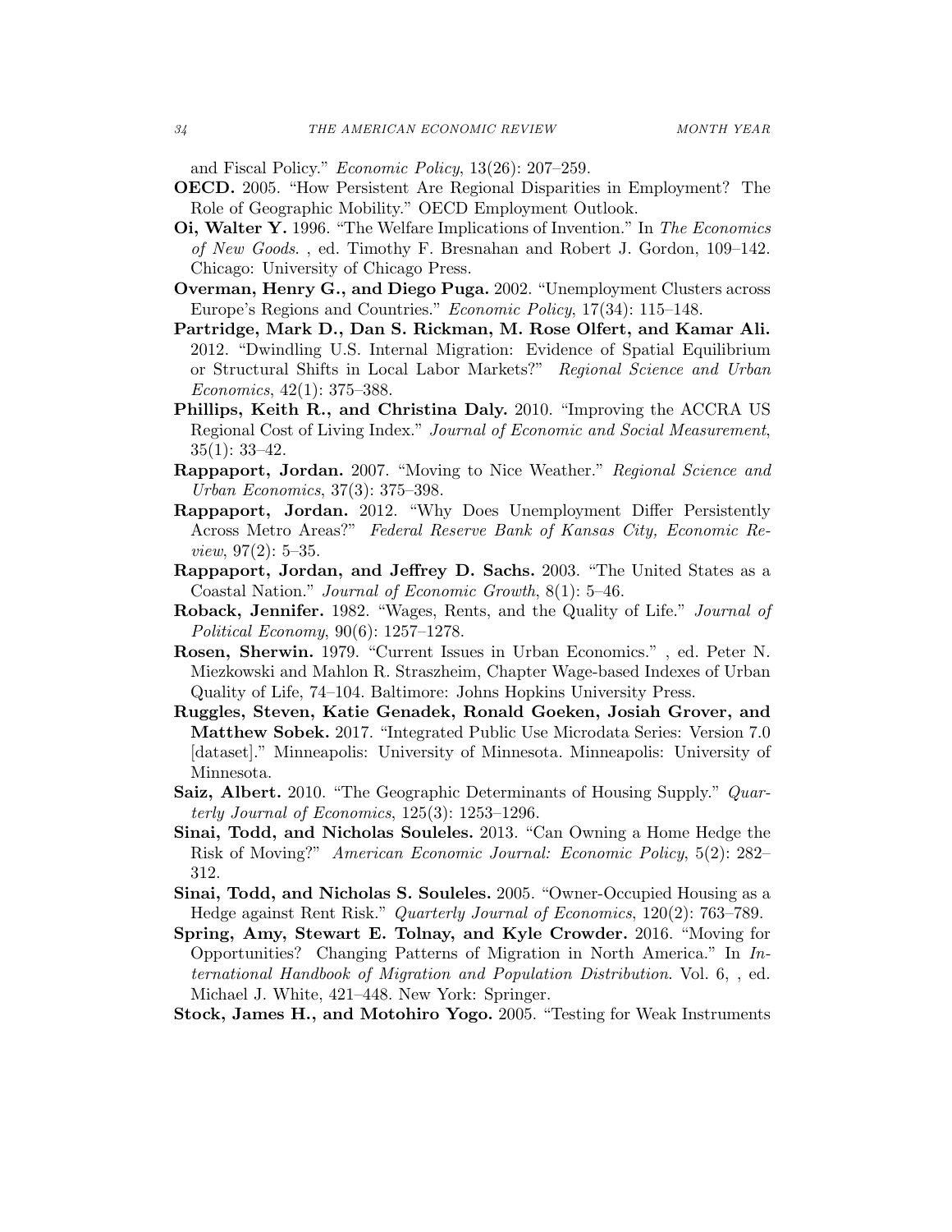and Fiscal Policy." *Economic Policy*, 13(26): 207–259.

**OECD.** 2005. "How Persistent Are Regional Disparities in Employment? The Role of Geographic Mobility." OECD Employment Outlook.

**Oi, Walter Y.** 1996. "The Welfare Implications of Invention." In *The Economics of New Goods*. , ed. Timothy F. Bresnahan and Robert J. Gordon, 109–142. Chicago: University of Chicago Press.

**Overman, Henry G., and Diego Puga.** 2002. "Unemployment Clusters across Europe's Regions and Countries." *Economic Policy*, 17(34): 115–148.

**Partridge, Mark D., Dan S. Rickman, M. Rose Olfert, and Kamar Ali.** 2012. "Dwindling U.S. Internal Migration: Evidence of Spatial Equilibrium or Structural Shifts in Local Labor Markets?" *Regional Science and Urban Economics*, 42(1): 375–388.

**Phillips, Keith R., and Christina Daly.** 2010. "Improving the ACCRA US Regional Cost of Living Index." *Journal of Economic and Social Measurement*, 35(1): 33–42.

**Rappaport, Jordan.** 2007. "Moving to Nice Weather." *Regional Science and Urban Economics*, 37(3): 375–398.

**Rappaport, Jordan.** 2012. "Why Does Unemployment Differ Persistently Across Metro Areas?" *Federal Reserve Bank of Kansas City, Economic Review*, 97(2): 5–35.

**Rappaport, Jordan, and Jeffrey D. Sachs.** 2003. "The United States as a Coastal Nation." *Journal of Economic Growth*, 8(1): 5–46.

**Roback, Jennifer.** 1982. "Wages, Rents, and the Quality of Life." *Journal of Political Economy*, 90(6): 1257–1278.

**Rosen, Sherwin.** 1979. "Current Issues in Urban Economics." , ed. Peter N. Miezkowski and Mahlon R. Straszheim, Chapter Wage-based Indexes of Urban Quality of Life, 74–104. Baltimore: Johns Hopkins University Press.

**Ruggles, Steven, Katie Genadek, Ronald Goeken, Josiah Grover, and Matthew Sobek.** 2017. "Integrated Public Use Microdata Series: Version 7.0 [dataset]." Minneapolis: University of Minnesota. Minneapolis: University of Minnesota.

**Saiz, Albert.** 2010. "The Geographic Determinants of Housing Supply." *Quarterly Journal of Economics*, 125(3): 1253–1296.

**Sinai, Todd, and Nicholas Souleles.** 2013. "Can Owning a Home Hedge the Risk of Moving?" *American Economic Journal: Economic Policy*, 5(2): 282–312.

**Sinai, Todd, and Nicholas S. Souleles.** 2005. "Owner-Occupied Housing as a Hedge against Rent Risk." *Quarterly Journal of Economics*, 120(2): 763–789.

**Spring, Amy, Stewart E. Tolnay, and Kyle Crowder.** 2016. "Moving for Opportunities? Changing Patterns of Migration in North America." In *International Handbook of Migration and Population Distribution*. Vol. 6, , ed. Michael J. White, 421–448. New York: Springer.

**Stock, James H., and Motohiro Yogo.** 2005. "Testing for Weak Instruments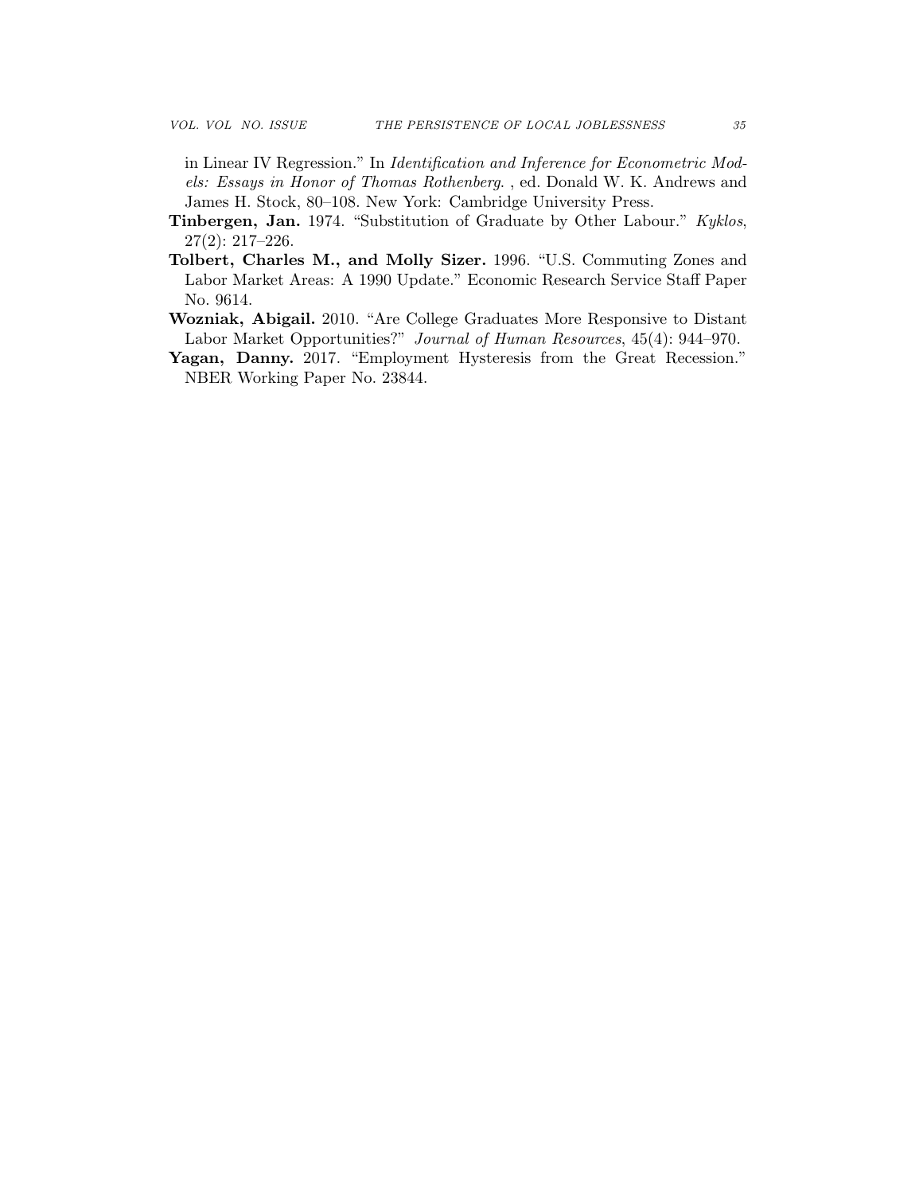in Linear IV Regression." In *Identification and Inference for Econometric Models: Essays in Honor of Thomas Rothenberg.* , ed. Donald W. K. Andrews and James H. Stock, 80–108. New York: Cambridge University Press.

**Tinbergen, Jan.** 1974. "Substitution of Graduate by Other Labour." *Kyklos*, 27(2): 217–226.

**Tolbert, Charles M., and Molly Sizer.** 1996. "U.S. Commuting Zones and Labor Market Areas: A 1990 Update." Economic Research Service Staff Paper No. 9614.

**Wozniak, Abigail.** 2010. "Are College Graduates More Responsive to Distant Labor Market Opportunities?" *Journal of Human Resources*, 45(4): 944–970.

**Yagan, Danny.** 2017. "Employment Hysteresis from the Great Recession." NBER Working Paper No. 23844.